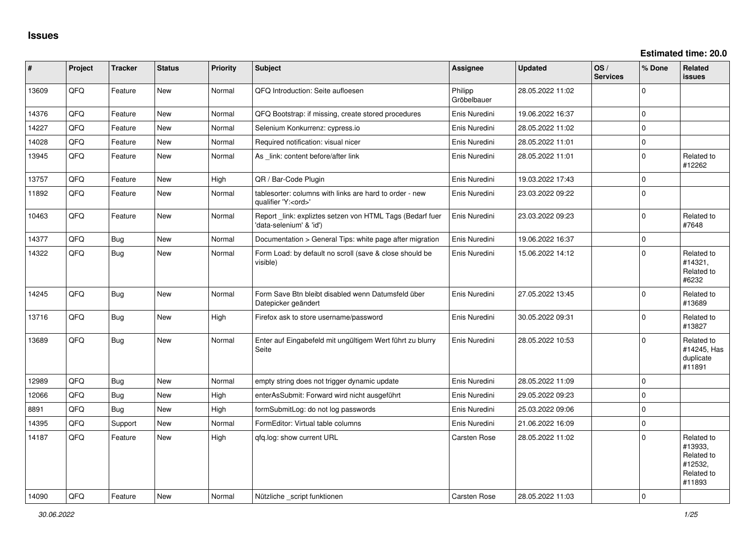## Issues

**Estimated time: 20.0**

| # | Project | Tracker | Status | Priority | Subject | Assignee | Updated | OS / Services | % Done | Related issues |
|---|---|---|---|---|---|---|---|---|---|---|
| 13609 | QFQ | Feature | New | Normal | QFQ Introduction: Seite aufloesen | Philipp Gröbelbauer | 28.05.2022 11:02 | | 0 | |
| 14376 | QFQ | Feature | New | Normal | QFQ Bootstrap: if missing, create stored procedures | Enis Nuredini | 19.06.2022 16:37 | | 0 | |
| 14227 | QFQ | Feature | New | Normal | Selenium Konkurrenz: cypress.io | Enis Nuredini | 28.05.2022 11:02 | | 0 | |
| 14028 | QFQ | Feature | New | Normal | Required notification: visual nicer | Enis Nuredini | 28.05.2022 11:01 | | 0 | |
| 13945 | QFQ | Feature | New | Normal | As _link: content before/after link | Enis Nuredini | 28.05.2022 11:01 | | 0 | Related to #12262 |
| 13757 | QFQ | Feature | New | High | QR / Bar-Code Plugin | Enis Nuredini | 19.03.2022 17:43 | | 0 | |
| 11892 | QFQ | Feature | New | Normal | tablesorter: columns with links are hard to order - new qualifier 'Y:<ord>' | Enis Nuredini | 23.03.2022 09:22 | | 0 | |
| 10463 | QFQ | Feature | New | Normal | Report _link: expliztes setzen von HTML Tags (Bedarf fuer 'data-selenium' & 'id') | Enis Nuredini | 23.03.2022 09:23 | | 0 | Related to #7648 |
| 14377 | QFQ | Bug | New | Normal | Documentation > General Tips: white page after migration | Enis Nuredini | 19.06.2022 16:37 | | 0 | |
| 14322 | QFQ | Bug | New | Normal | Form Load: by default no scroll (save & close should be visible) | Enis Nuredini | 15.06.2022 14:12 | | 0 | Related to #14321, Related to #6232 |
| 14245 | QFQ | Bug | New | Normal | Form Save Btn bleibt disabled wenn Datumsfeld über Datepicker geändert | Enis Nuredini | 27.05.2022 13:45 | | 0 | Related to #13689 |
| 13716 | QFQ | Bug | New | High | Firefox ask to store username/password | Enis Nuredini | 30.05.2022 09:31 | | 0 | Related to #13827 |
| 13689 | QFQ | Bug | New | Normal | Enter auf Eingabefeld mit ungültigem Wert führt zu blurry Seite | Enis Nuredini | 28.05.2022 10:53 | | 0 | Related to #14245, Has duplicate #11891 |
| 12989 | QFQ | Bug | New | Normal | empty string does not trigger dynamic update | Enis Nuredini | 28.05.2022 11:09 | | 0 | |
| 12066 | QFQ | Bug | New | High | enterAsSubmit: Forward wird nicht ausgeführt | Enis Nuredini | 29.05.2022 09:23 | | 0 | |
| 8891 | QFQ | Bug | New | High | formSubmitLog: do not log passwords | Enis Nuredini | 25.03.2022 09:06 | | 0 | |
| 14395 | QFQ | Support | New | Normal | FormEditor: Virtual table columns | Enis Nuredini | 21.06.2022 16:09 | | 0 | |
| 14187 | QFQ | Feature | New | High | qfq.log: show current URL | Carsten Rose | 28.05.2022 11:02 | | 0 | Related to #13933, Related to #12532, Related to #11893 |
| 14090 | QFQ | Feature | New | Normal | Nützliche _script funktionen | Carsten Rose | 28.05.2022 11:03 | | 0 | |

*30.06.2022*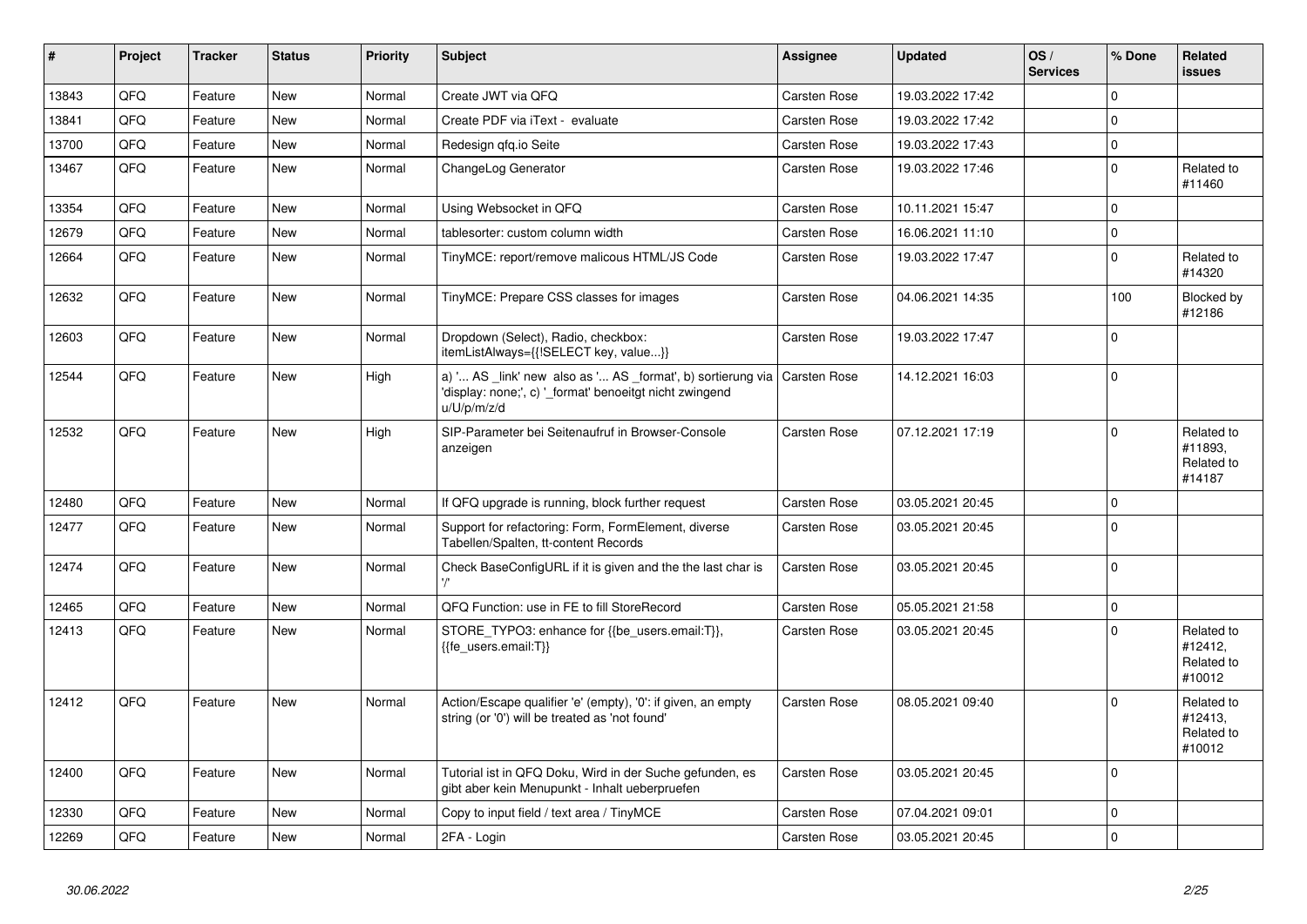| # | Project | Tracker | Status | Priority | Subject | Assignee | Updated | OS / Services | % Done | Related issues |
|---|---|---|---|---|---|---|---|---|---|---|
| 13843 | QFQ | Feature | New | Normal | Create JWT via QFQ | Carsten Rose | 19.03.2022 17:42 | | 0 | |
| 13841 | QFQ | Feature | New | Normal | Create PDF via iText - evaluate | Carsten Rose | 19.03.2022 17:42 | | 0 | |
| 13700 | QFQ | Feature | New | Normal | Redesign qfq.io Seite | Carsten Rose | 19.03.2022 17:43 | | 0 | |
| 13467 | QFQ | Feature | New | Normal | ChangeLog Generator | Carsten Rose | 19.03.2022 17:46 | | 0 | Related to #11460 |
| 13354 | QFQ | Feature | New | Normal | Using Websocket in QFQ | Carsten Rose | 10.11.2021 15:47 | | 0 | |
| 12679 | QFQ | Feature | New | Normal | tablesorter: custom column width | Carsten Rose | 16.06.2021 11:10 | | 0 | |
| 12664 | QFQ | Feature | New | Normal | TinyMCE: report/remove malicous HTML/JS Code | Carsten Rose | 19.03.2022 17:47 | | 0 | Related to #14320 |
| 12632 | QFQ | Feature | New | Normal | TinyMCE: Prepare CSS classes for images | Carsten Rose | 04.06.2021 14:35 | | 100 | Blocked by #12186 |
| 12603 | QFQ | Feature | New | Normal | Dropdown (Select), Radio, checkbox: itemListAlways={{!SELECT key, value...}} | Carsten Rose | 19.03.2022 17:47 | | 0 | |
| 12544 | QFQ | Feature | New | High | a) '... AS _link' new also as '... AS _format', b) sortierung via 'display: none;', c) '_format' benoeitgt nicht zwingend u/U/p/m/z/d | Carsten Rose | 14.12.2021 16:03 | | 0 | |
| 12532 | QFQ | Feature | New | High | SIP-Parameter bei Seitenaufruf in Browser-Console anzeigen | Carsten Rose | 07.12.2021 17:19 | | 0 | Related to #11893, Related to #14187 |
| 12480 | QFQ | Feature | New | Normal | If QFQ upgrade is running, block further request | Carsten Rose | 03.05.2021 20:45 | | 0 | |
| 12477 | QFQ | Feature | New | Normal | Support for refactoring: Form, FormElement, diverse Tabellen/Spalten, tt-content Records | Carsten Rose | 03.05.2021 20:45 | | 0 | |
| 12474 | QFQ | Feature | New | Normal | Check BaseConfigURL if it is given and the the last char is '/' | Carsten Rose | 03.05.2021 20:45 | | 0 | |
| 12465 | QFQ | Feature | New | Normal | QFQ Function: use in FE to fill StoreRecord | Carsten Rose | 05.05.2021 21:58 | | 0 | |
| 12413 | QFQ | Feature | New | Normal | STORE_TYPO3: enhance for {{be_users.email:T}}, {{fe_users.email:T}} | Carsten Rose | 03.05.2021 20:45 | | 0 | Related to #12412, Related to #10012 |
| 12412 | QFQ | Feature | New | Normal | Action/Escape qualifier 'e' (empty), '0': if given, an empty string (or '0') will be treated as 'not found' | Carsten Rose | 08.05.2021 09:40 | | 0 | Related to #12413, Related to #10012 |
| 12400 | QFQ | Feature | New | Normal | Tutorial ist in QFQ Doku, Wird in der Suche gefunden, es gibt aber kein Menupunkt - Inhalt ueberpruefen | Carsten Rose | 03.05.2021 20:45 | | 0 | |
| 12330 | QFQ | Feature | New | Normal | Copy to input field / text area / TinyMCE | Carsten Rose | 07.04.2021 09:01 | | 0 | |
| 12269 | QFQ | Feature | New | Normal | 2FA - Login | Carsten Rose | 03.05.2021 20:45 | | 0 | |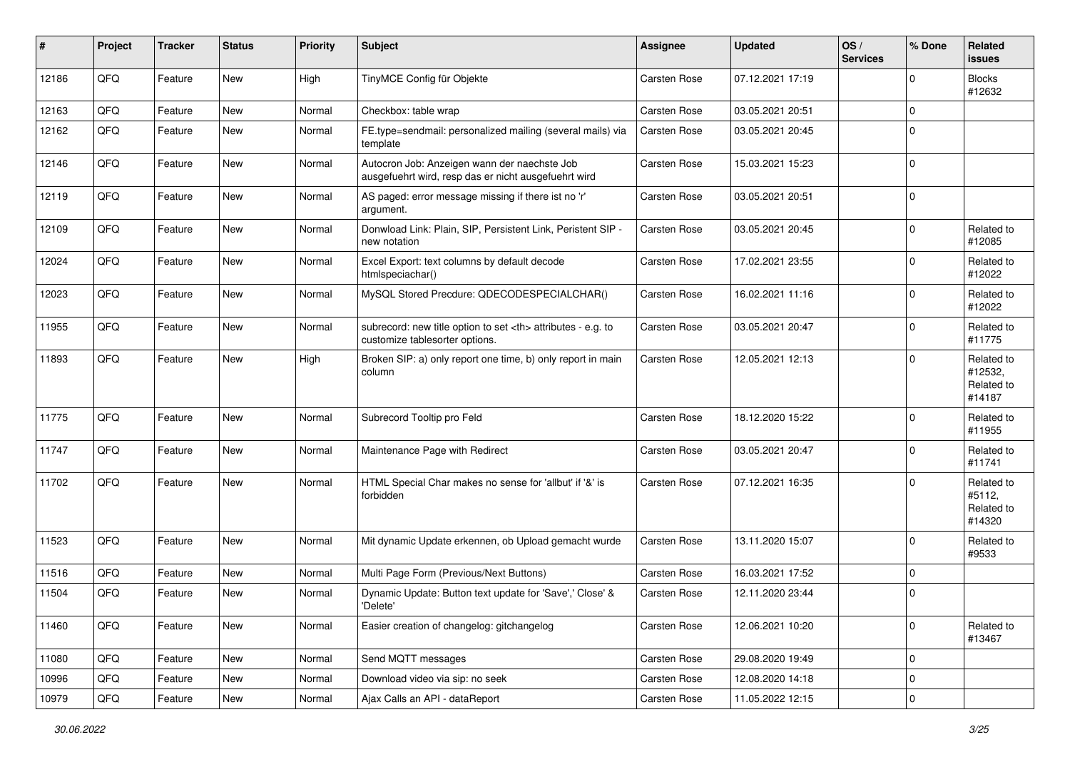| # | Project | Tracker | Status | Priority | Subject | Assignee | Updated | OS / Services | % Done | Related issues |
|---|---|---|---|---|---|---|---|---|---|---|
| 12186 | QFQ | Feature | New | High | TinyMCE Config für Objekte | Carsten Rose | 07.12.2021 17:19 | | 0 | Blocks #12632 |
| 12163 | QFQ | Feature | New | Normal | Checkbox: table wrap | Carsten Rose | 03.05.2021 20:51 | | 0 | |
| 12162 | QFQ | Feature | New | Normal | FE.type=sendmail: personalized mailing (several mails) via template | Carsten Rose | 03.05.2021 20:45 | | 0 | |
| 12146 | QFQ | Feature | New | Normal | Autocron Job: Anzeigen wann der naechste Job ausgefuehrt wird, resp das er nicht ausgefuehrt wird | Carsten Rose | 15.03.2021 15:23 | | 0 | |
| 12119 | QFQ | Feature | New | Normal | AS paged: error message missing if there ist no 'r' argument. | Carsten Rose | 03.05.2021 20:51 | | 0 | |
| 12109 | QFQ | Feature | New | Normal | Donwload Link: Plain, SIP, Persistent Link, Peristent SIP - new notation | Carsten Rose | 03.05.2021 20:45 | | 0 | Related to #12085 |
| 12024 | QFQ | Feature | New | Normal | Excel Export: text columns by default decode htmlspeciachar() | Carsten Rose | 17.02.2021 23:55 | | 0 | Related to #12022 |
| 12023 | QFQ | Feature | New | Normal | MySQL Stored Precdure: QDECODESPECIALCHAR() | Carsten Rose | 16.02.2021 11:16 | | 0 | Related to #12022 |
| 11955 | QFQ | Feature | New | Normal | subrecord: new title option to set <th> attributes - e.g. to customize tablesorter options. | Carsten Rose | 03.05.2021 20:47 | | 0 | Related to #11775 |
| 11893 | QFQ | Feature | New | High | Broken SIP: a) only report one time, b) only report in main column | Carsten Rose | 12.05.2021 12:13 | | 0 | Related to #12532, Related to #14187 |
| 11775 | QFQ | Feature | New | Normal | Subrecord Tooltip pro Feld | Carsten Rose | 18.12.2020 15:22 | | 0 | Related to #11955 |
| 11747 | QFQ | Feature | New | Normal | Maintenance Page with Redirect | Carsten Rose | 03.05.2021 20:47 | | 0 | Related to #11741 |
| 11702 | QFQ | Feature | New | Normal | HTML Special Char makes no sense for 'allbut' if '&' is forbidden | Carsten Rose | 07.12.2021 16:35 | | 0 | Related to #5112, Related to #14320 |
| 11523 | QFQ | Feature | New | Normal | Mit dynamic Update erkennen, ob Upload gemacht wurde | Carsten Rose | 13.11.2020 15:07 | | 0 | Related to #9533 |
| 11516 | QFQ | Feature | New | Normal | Multi Page Form (Previous/Next Buttons) | Carsten Rose | 16.03.2021 17:52 | | 0 | |
| 11504 | QFQ | Feature | New | Normal | Dynamic Update: Button text update for 'Save',' Close' & 'Delete' | Carsten Rose | 12.11.2020 23:44 | | 0 | |
| 11460 | QFQ | Feature | New | Normal | Easier creation of changelog: gitchangelog | Carsten Rose | 12.06.2021 10:20 | | 0 | Related to #13467 |
| 11080 | QFQ | Feature | New | Normal | Send MQTT messages | Carsten Rose | 29.08.2020 19:49 | | 0 | |
| 10996 | QFQ | Feature | New | Normal | Download video via sip: no seek | Carsten Rose | 12.08.2020 14:18 | | 0 | |
| 10979 | QFQ | Feature | New | Normal | Ajax Calls an API - dataReport | Carsten Rose | 11.05.2022 12:15 | | 0 | |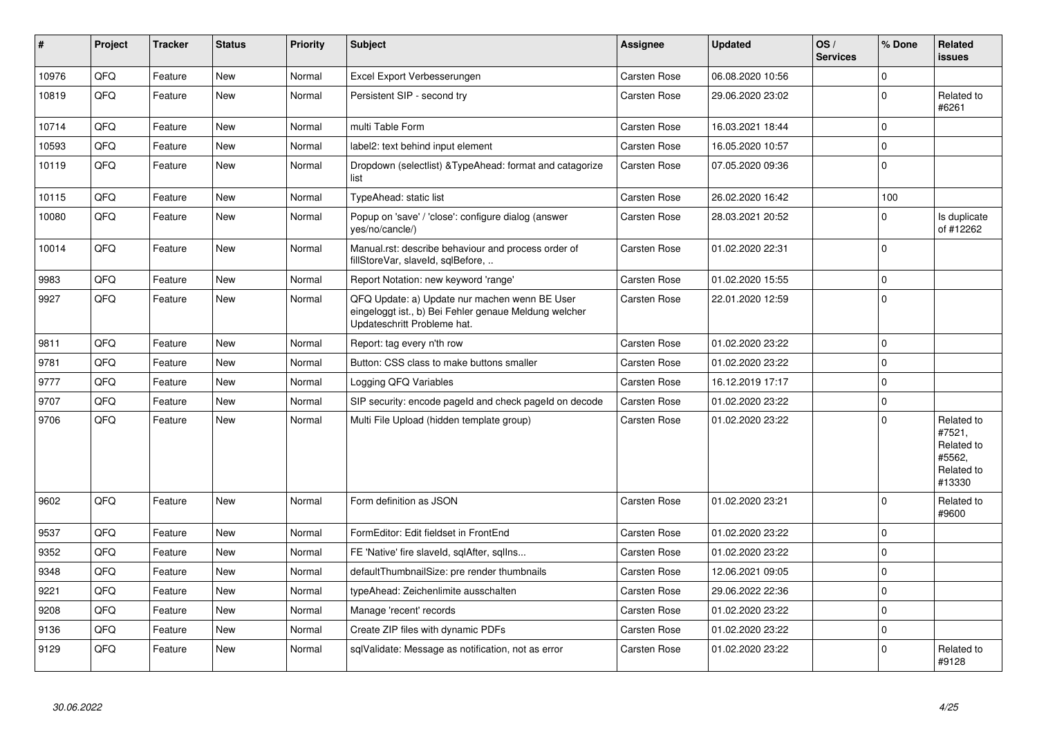| # | Project | Tracker | Status | Priority | Subject | Assignee | Updated | OS / Services | % Done | Related issues |
|---|---|---|---|---|---|---|---|---|---|---|
| 10976 | QFQ | Feature | New | Normal | Excel Export Verbesserungen | Carsten Rose | 06.08.2020 10:56 | | 0 | |
| 10819 | QFQ | Feature | New | Normal | Persistent SIP - second try | Carsten Rose | 29.06.2020 23:02 | | 0 | Related to #6261 |
| 10714 | QFQ | Feature | New | Normal | multi Table Form | Carsten Rose | 16.03.2021 18:44 | | 0 | |
| 10593 | QFQ | Feature | New | Normal | label2: text behind input element | Carsten Rose | 16.05.2020 10:57 | | 0 | |
| 10119 | QFQ | Feature | New | Normal | Dropdown (selectlist) &TypeAhead: format and catagorize list | Carsten Rose | 07.05.2020 09:36 | | 0 | |
| 10115 | QFQ | Feature | New | Normal | TypeAhead: static list | Carsten Rose | 26.02.2020 16:42 | | 100 | |
| 10080 | QFQ | Feature | New | Normal | Popup on 'save' / 'close': configure dialog (answer yes/no/cancle/) | Carsten Rose | 28.03.2021 20:52 | | 0 | Is duplicate of #12262 |
| 10014 | QFQ | Feature | New | Normal | Manual.rst: describe behaviour and process order of fillStoreVar, slaveId, sqlBefore, .. | Carsten Rose | 01.02.2020 22:31 | | 0 | |
| 9983 | QFQ | Feature | New | Normal | Report Notation: new keyword 'range' | Carsten Rose | 01.02.2020 15:55 | | 0 | |
| 9927 | QFQ | Feature | New | Normal | QFQ Update: a) Update nur machen wenn BE User eingeloggt ist., b) Bei Fehler genaue Meldung welcher Updateschritt Probleme hat. | Carsten Rose | 22.01.2020 12:59 | | 0 | |
| 9811 | QFQ | Feature | New | Normal | Report: tag every n'th row | Carsten Rose | 01.02.2020 23:22 | | 0 | |
| 9781 | QFQ | Feature | New | Normal | Button: CSS class to make buttons smaller | Carsten Rose | 01.02.2020 23:22 | | 0 | |
| 9777 | QFQ | Feature | New | Normal | Logging QFQ Variables | Carsten Rose | 16.12.2019 17:17 | | 0 | |
| 9707 | QFQ | Feature | New | Normal | SIP security: encode pageId and check pageId on decode | Carsten Rose | 01.02.2020 23:22 | | 0 | |
| 9706 | QFQ | Feature | New | Normal | Multi File Upload (hidden template group) | Carsten Rose | 01.02.2020 23:22 | | 0 | Related to #7521, Related to #5562, Related to #13330 |
| 9602 | QFQ | Feature | New | Normal | Form definition as JSON | Carsten Rose | 01.02.2020 23:21 | | 0 | Related to #9600 |
| 9537 | QFQ | Feature | New | Normal | FormEditor: Edit fieldset in FrontEnd | Carsten Rose | 01.02.2020 23:22 | | 0 | |
| 9352 | QFQ | Feature | New | Normal | FE 'Native' fire slaveId, sqlAfter, sqlIns... | Carsten Rose | 01.02.2020 23:22 | | 0 | |
| 9348 | QFQ | Feature | New | Normal | defaultThumbnailSize: pre render thumbnails | Carsten Rose | 12.06.2021 09:05 | | 0 | |
| 9221 | QFQ | Feature | New | Normal | typeAhead: Zeichenlimite ausschalten | Carsten Rose | 29.06.2022 22:36 | | 0 | |
| 9208 | QFQ | Feature | New | Normal | Manage 'recent' records | Carsten Rose | 01.02.2020 23:22 | | 0 | |
| 9136 | QFQ | Feature | New | Normal | Create ZIP files with dynamic PDFs | Carsten Rose | 01.02.2020 23:22 | | 0 | |
| 9129 | QFQ | Feature | New | Normal | sqlValidate: Message as notification, not as error | Carsten Rose | 01.02.2020 23:22 | | 0 | Related to #9128 |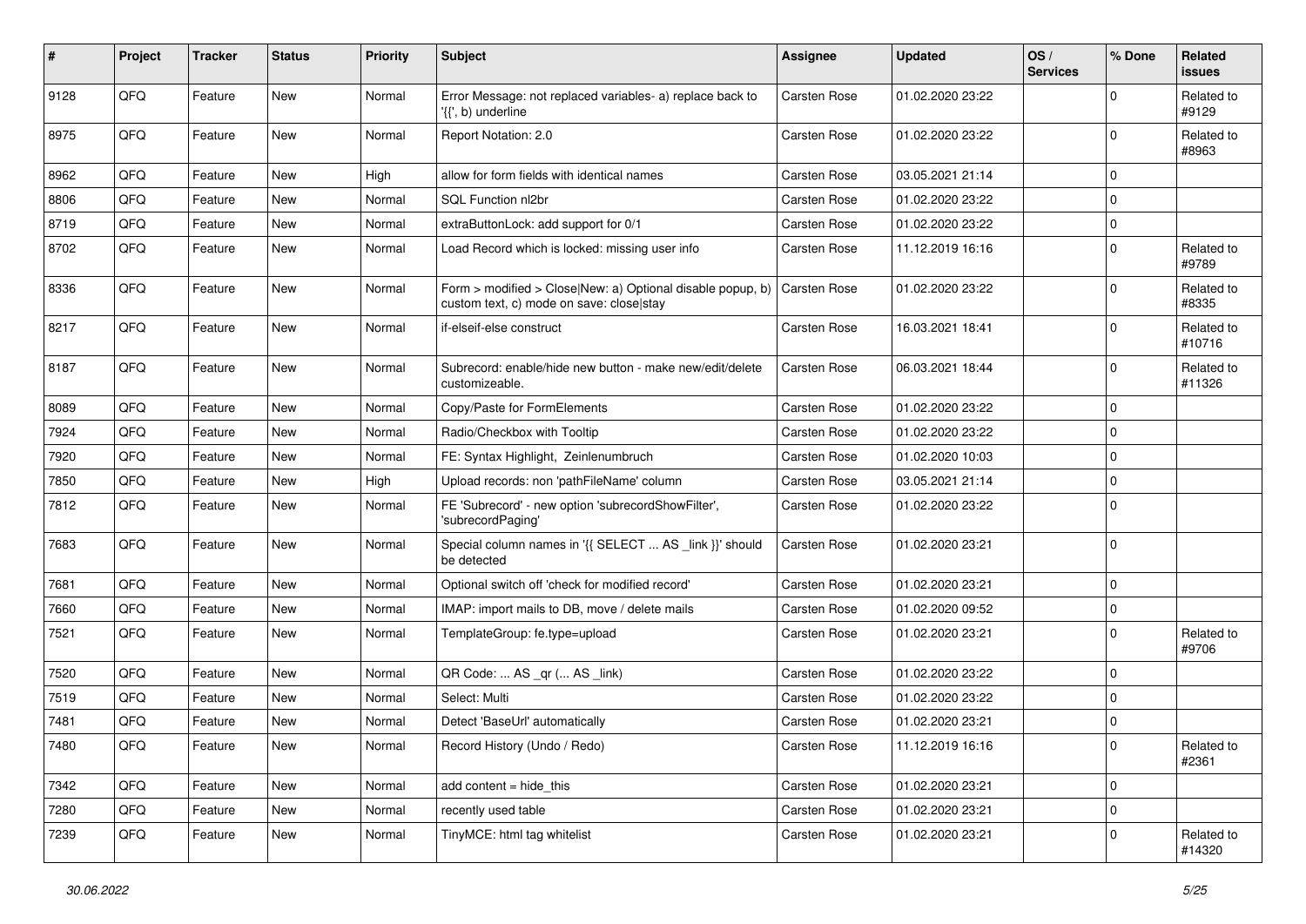| # | Project | Tracker | Status | Priority | Subject | Assignee | Updated | OS / Services | % Done | Related issues |
|---|---|---|---|---|---|---|---|---|---|---|
| 9128 | QFQ | Feature | New | Normal | Error Message: not replaced variables- a) replace back to '{{', b) underline | Carsten Rose | 01.02.2020 23:22 | | 0 | Related to #9129 |
| 8975 | QFQ | Feature | New | Normal | Report Notation: 2.0 | Carsten Rose | 01.02.2020 23:22 | | 0 | Related to #8963 |
| 8962 | QFQ | Feature | New | High | allow for form fields with identical names | Carsten Rose | 03.05.2021 21:14 | | 0 | |
| 8806 | QFQ | Feature | New | Normal | SQL Function nl2br | Carsten Rose | 01.02.2020 23:22 | | 0 | |
| 8719 | QFQ | Feature | New | Normal | extraButtonLock: add support for 0/1 | Carsten Rose | 01.02.2020 23:22 | | 0 | |
| 8702 | QFQ | Feature | New | Normal | Load Record which is locked: missing user info | Carsten Rose | 11.12.2019 16:16 | | 0 | Related to #9789 |
| 8336 | QFQ | Feature | New | Normal | Form > modified > Close\|New: a) Optional disable popup, b) custom text, c) mode on save: close\|stay | Carsten Rose | 01.02.2020 23:22 | | 0 | Related to #8335 |
| 8217 | QFQ | Feature | New | Normal | if-elseif-else construct | Carsten Rose | 16.03.2021 18:41 | | 0 | Related to #10716 |
| 8187 | QFQ | Feature | New | Normal | Subrecord: enable/hide new button - make new/edit/delete customizeable. | Carsten Rose | 06.03.2021 18:44 | | 0 | Related to #11326 |
| 8089 | QFQ | Feature | New | Normal | Copy/Paste for FormElements | Carsten Rose | 01.02.2020 23:22 | | 0 | |
| 7924 | QFQ | Feature | New | Normal | Radio/Checkbox with Tooltip | Carsten Rose | 01.02.2020 23:22 | | 0 | |
| 7920 | QFQ | Feature | New | Normal | FE: Syntax Highlight, Zeinlenumbruch | Carsten Rose | 01.02.2020 10:03 | | 0 | |
| 7850 | QFQ | Feature | New | High | Upload records: non 'pathFileName' column | Carsten Rose | 03.05.2021 21:14 | | 0 | |
| 7812 | QFQ | Feature | New | Normal | FE 'Subrecord' - new option 'subrecordShowFilter', 'subrecordPaging' | Carsten Rose | 01.02.2020 23:22 | | 0 | |
| 7683 | QFQ | Feature | New | Normal | Special column names in '{{ SELECT ... AS _link }}' should be detected | Carsten Rose | 01.02.2020 23:21 | | 0 | |
| 7681 | QFQ | Feature | New | Normal | Optional switch off 'check for modified record' | Carsten Rose | 01.02.2020 23:21 | | 0 | |
| 7660 | QFQ | Feature | New | Normal | IMAP: import mails to DB, move / delete mails | Carsten Rose | 01.02.2020 09:52 | | 0 | |
| 7521 | QFQ | Feature | New | Normal | TemplateGroup: fe.type=upload | Carsten Rose | 01.02.2020 23:21 | | 0 | Related to #9706 |
| 7520 | QFQ | Feature | New | Normal | QR Code: ... AS _qr (... AS _link) | Carsten Rose | 01.02.2020 23:22 | | 0 | |
| 7519 | QFQ | Feature | New | Normal | Select: Multi | Carsten Rose | 01.02.2020 23:22 | | 0 | |
| 7481 | QFQ | Feature | New | Normal | Detect 'BaseUrl' automatically | Carsten Rose | 01.02.2020 23:21 | | 0 | |
| 7480 | QFQ | Feature | New | Normal | Record History (Undo / Redo) | Carsten Rose | 11.12.2019 16:16 | | 0 | Related to #2361 |
| 7342 | QFQ | Feature | New | Normal | add content = hide_this | Carsten Rose | 01.02.2020 23:21 | | 0 | |
| 7280 | QFQ | Feature | New | Normal | recently used table | Carsten Rose | 01.02.2020 23:21 | | 0 | |
| 7239 | QFQ | Feature | New | Normal | TinyMCE: html tag whitelist | Carsten Rose | 01.02.2020 23:21 | | 0 | Related to #14320 |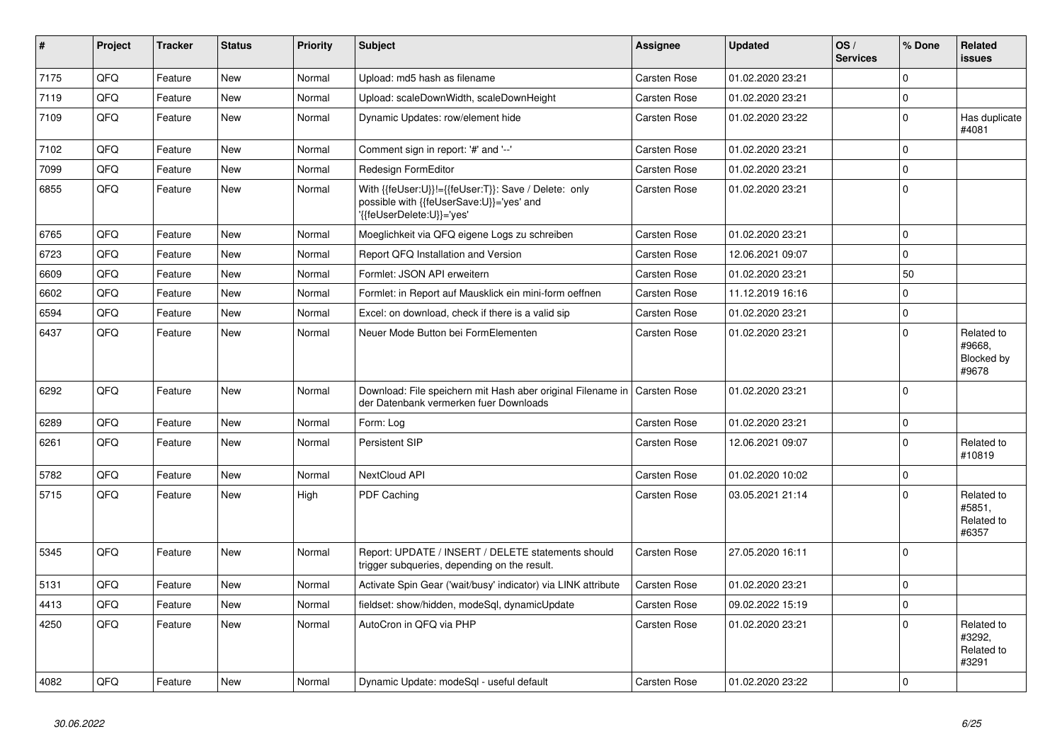| # | Project | Tracker | Status | Priority | Subject | Assignee | Updated | OS / Services | % Done | Related issues |
|---|---|---|---|---|---|---|---|---|---|---|
| 7175 | QFQ | Feature | New | Normal | Upload: md5 hash as filename | Carsten Rose | 01.02.2020 23:21 | | 0 | |
| 7119 | QFQ | Feature | New | Normal | Upload: scaleDownWidth, scaleDownHeight | Carsten Rose | 01.02.2020 23:21 | | 0 | |
| 7109 | QFQ | Feature | New | Normal | Dynamic Updates: row/element hide | Carsten Rose | 01.02.2020 23:22 | | 0 | Has duplicate #4081 |
| 7102 | QFQ | Feature | New | Normal | Comment sign in report: '#' and '--' | Carsten Rose | 01.02.2020 23:21 | | 0 | |
| 7099 | QFQ | Feature | New | Normal | Redesign FormEditor | Carsten Rose | 01.02.2020 23:21 | | 0 | |
| 6855 | QFQ | Feature | New | Normal | With {{feUser:U}}!={{feUser:T}}: Save / Delete: only possible with {{feUserSave:U}}='yes' and '{{feUserDelete:U}}='yes' | Carsten Rose | 01.02.2020 23:21 | | 0 | |
| 6765 | QFQ | Feature | New | Normal | Moeglichkeit via QFQ eigene Logs zu schreiben | Carsten Rose | 01.02.2020 23:21 | | 0 | |
| 6723 | QFQ | Feature | New | Normal | Report QFQ Installation and Version | Carsten Rose | 12.06.2021 09:07 | | 0 | |
| 6609 | QFQ | Feature | New | Normal | Formlet: JSON API erweitern | Carsten Rose | 01.02.2020 23:21 | | 50 | |
| 6602 | QFQ | Feature | New | Normal | Formlet: in Report auf Mausklick ein mini-form oeffnen | Carsten Rose | 11.12.2019 16:16 | | 0 | |
| 6594 | QFQ | Feature | New | Normal | Excel: on download, check if there is a valid sip | Carsten Rose | 01.02.2020 23:21 | | 0 | |
| 6437 | QFQ | Feature | New | Normal | Neuer Mode Button bei FormElementen | Carsten Rose | 01.02.2020 23:21 | | 0 | Related to #9668, Blocked by #9678 |
| 6292 | QFQ | Feature | New | Normal | Download: File speichern mit Hash aber original Filename in der Datenbank vermerken fuer Downloads | Carsten Rose | 01.02.2020 23:21 | | 0 | |
| 6289 | QFQ | Feature | New | Normal | Form: Log | Carsten Rose | 01.02.2020 23:21 | | 0 | |
| 6261 | QFQ | Feature | New | Normal | Persistent SIP | Carsten Rose | 12.06.2021 09:07 | | 0 | Related to #10819 |
| 5782 | QFQ | Feature | New | Normal | NextCloud API | Carsten Rose | 01.02.2020 10:02 | | 0 | |
| 5715 | QFQ | Feature | New | High | PDF Caching | Carsten Rose | 03.05.2021 21:14 | | 0 | Related to #5851, Related to #6357 |
| 5345 | QFQ | Feature | New | Normal | Report: UPDATE / INSERT / DELETE statements should trigger subqueries, depending on the result. | Carsten Rose | 27.05.2020 16:11 | | 0 | |
| 5131 | QFQ | Feature | New | Normal | Activate Spin Gear ('wait/busy' indicator) via LINK attribute | Carsten Rose | 01.02.2020 23:21 | | 0 | |
| 4413 | QFQ | Feature | New | Normal | fieldset: show/hidden, modeSql, dynamicUpdate | Carsten Rose | 09.02.2022 15:19 | | 0 | |
| 4250 | QFQ | Feature | New | Normal | AutoCron in QFQ via PHP | Carsten Rose | 01.02.2020 23:21 | | 0 | Related to #3292, Related to #3291 |
| 4082 | QFQ | Feature | New | Normal | Dynamic Update: modeSql - useful default | Carsten Rose | 01.02.2020 23:22 | | 0 | |

*30.06.2022*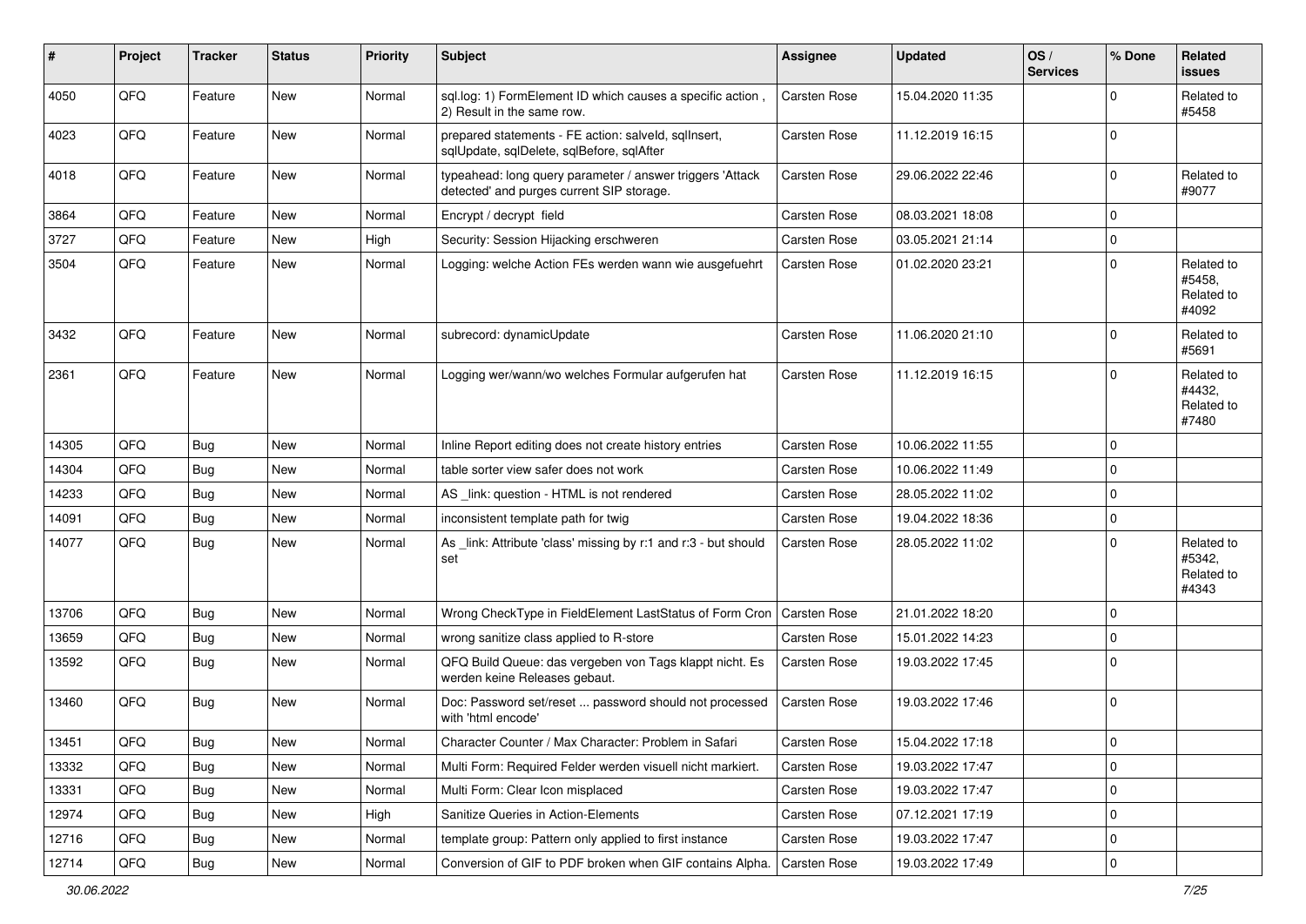| # | Project | Tracker | Status | Priority | Subject | Assignee | Updated | OS / Services | % Done | Related issues |
|---|---|---|---|---|---|---|---|---|---|---|
| 4050 | QFQ | Feature | New | Normal | sql.log: 1) FormElement ID which causes a specific action , 2) Result in the same row. | Carsten Rose | 15.04.2020 11:35 | | 0 | Related to #5458 |
| 4023 | QFQ | Feature | New | Normal | prepared statements - FE action: salveld, sqlInsert, sqlUpdate, sqlDelete, sqlBefore, sqlAfter | Carsten Rose | 11.12.2019 16:15 | | 0 | |
| 4018 | QFQ | Feature | New | Normal | typeahead: long query parameter / answer triggers 'Attack detected' and purges current SIP storage. | Carsten Rose | 29.06.2022 22:46 | | 0 | Related to #9077 |
| 3864 | QFQ | Feature | New | Normal | Encrypt / decrypt field | Carsten Rose | 08.03.2021 18:08 | | 0 | |
| 3727 | QFQ | Feature | New | High | Security: Session Hijacking erschweren | Carsten Rose | 03.05.2021 21:14 | | 0 | |
| 3504 | QFQ | Feature | New | Normal | Logging: welche Action FEs werden wann wie ausgefuehrt | Carsten Rose | 01.02.2020 23:21 | | 0 | Related to #5458, Related to #4092 |
| 3432 | QFQ | Feature | New | Normal | subrecord: dynamicUpdate | Carsten Rose | 11.06.2020 21:10 | | 0 | Related to #5691 |
| 2361 | QFQ | Feature | New | Normal | Logging wer/wann/wo welches Formular aufgerufen hat | Carsten Rose | 11.12.2019 16:15 | | 0 | Related to #4432, Related to #7480 |
| 14305 | QFQ | Bug | New | Normal | Inline Report editing does not create history entries | Carsten Rose | 10.06.2022 11:55 | | 0 | |
| 14304 | QFQ | Bug | New | Normal | table sorter view safer does not work | Carsten Rose | 10.06.2022 11:49 | | 0 | |
| 14233 | QFQ | Bug | New | Normal | AS _link: question - HTML is not rendered | Carsten Rose | 28.05.2022 11:02 | | 0 | |
| 14091 | QFQ | Bug | New | Normal | inconsistent template path for twig | Carsten Rose | 19.04.2022 18:36 | | 0 | |
| 14077 | QFQ | Bug | New | Normal | As _link: Attribute 'class' missing by r:1 and r:3 - but should set | Carsten Rose | 28.05.2022 11:02 | | 0 | Related to #5342, Related to #4343 |
| 13706 | QFQ | Bug | New | Normal | Wrong CheckType in FieldElement LastStatus of Form Cron | Carsten Rose | 21.01.2022 18:20 | | 0 | |
| 13659 | QFQ | Bug | New | Normal | wrong sanitize class applied to R-store | Carsten Rose | 15.01.2022 14:23 | | 0 | |
| 13592 | QFQ | Bug | New | Normal | QFQ Build Queue: das vergeben von Tags klappt nicht. Es werden keine Releases gebaut. | Carsten Rose | 19.03.2022 17:45 | | 0 | |
| 13460 | QFQ | Bug | New | Normal | Doc: Password set/reset ... password should not processed with 'html encode' | Carsten Rose | 19.03.2022 17:46 | | 0 | |
| 13451 | QFQ | Bug | New | Normal | Character Counter / Max Character: Problem in Safari | Carsten Rose | 15.04.2022 17:18 | | 0 | |
| 13332 | QFQ | Bug | New | Normal | Multi Form: Required Felder werden visuell nicht markiert. | Carsten Rose | 19.03.2022 17:47 | | 0 | |
| 13331 | QFQ | Bug | New | Normal | Multi Form: Clear Icon misplaced | Carsten Rose | 19.03.2022 17:47 | | 0 | |
| 12974 | QFQ | Bug | New | High | Sanitize Queries in Action-Elements | Carsten Rose | 07.12.2021 17:19 | | 0 | |
| 12716 | QFQ | Bug | New | Normal | template group: Pattern only applied to first instance | Carsten Rose | 19.03.2022 17:47 | | 0 | |
| 12714 | QFQ | Bug | New | Normal | Conversion of GIF to PDF broken when GIF contains Alpha. | Carsten Rose | 19.03.2022 17:49 | | 0 | |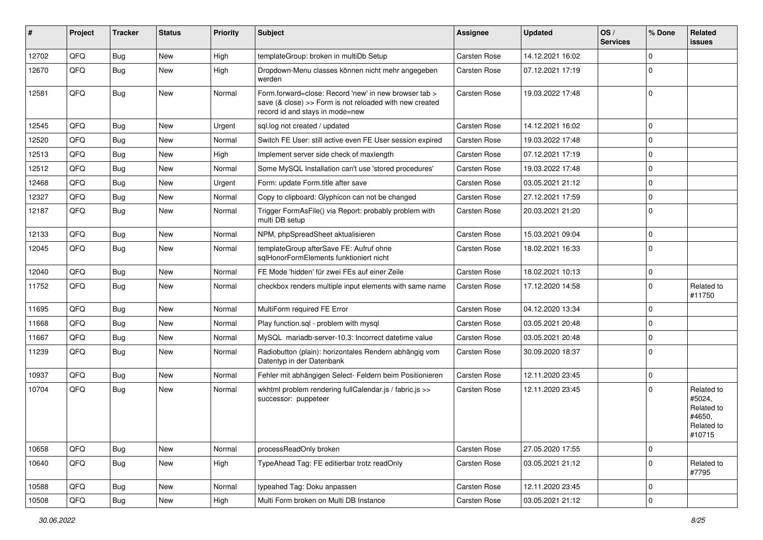| # | Project | Tracker | Status | Priority | Subject | Assignee | Updated | OS / Services | % Done | Related issues |
|---|---|---|---|---|---|---|---|---|---|---|
| 12702 | QFQ | Bug | New | High | templateGroup: broken in multiDb Setup | Carsten Rose | 14.12.2021 16:02 | | 0 | |
| 12670 | QFQ | Bug | New | High | Dropdown-Menu classes können nicht mehr angegeben werden | Carsten Rose | 07.12.2021 17:19 | | 0 | |
| 12581 | QFQ | Bug | New | Normal | Form.forward=close: Record 'new' in new browser tab > save (& close) >> Form is not reloaded with new created record id and stays in mode=new | Carsten Rose | 19.03.2022 17:48 | | 0 | |
| 12545 | QFQ | Bug | New | Urgent | sql.log not created / updated | Carsten Rose | 14.12.2021 16:02 | | 0 | |
| 12520 | QFQ | Bug | New | Normal | Switch FE User: still active even FE User session expired | Carsten Rose | 19.03.2022 17:48 | | 0 | |
| 12513 | QFQ | Bug | New | High | Implement server side check of maxlength | Carsten Rose | 07.12.2021 17:19 | | 0 | |
| 12512 | QFQ | Bug | New | Normal | Some MySQL Installation can't use 'stored procedures' | Carsten Rose | 19.03.2022 17:48 | | 0 | |
| 12468 | QFQ | Bug | New | Urgent | Form: update Form.title after save | Carsten Rose | 03.05.2021 21:12 | | 0 | |
| 12327 | QFQ | Bug | New | Normal | Copy to clipboard: Glyphicon can not be changed | Carsten Rose | 27.12.2021 17:59 | | 0 | |
| 12187 | QFQ | Bug | New | Normal | Trigger FormAsFile() via Report: probably problem with multi DB setup | Carsten Rose | 20.03.2021 21:20 | | 0 | |
| 12133 | QFQ | Bug | New | Normal | NPM, phpSpreadSheet aktualisieren | Carsten Rose | 15.03.2021 09:04 | | 0 | |
| 12045 | QFQ | Bug | New | Normal | templateGroup afterSave FE: Aufruf ohne sqlHonorFormElements funktioniert nicht | Carsten Rose | 18.02.2021 16:33 | | 0 | |
| 12040 | QFQ | Bug | New | Normal | FE Mode 'hidden' für zwei FEs auf einer Zeile | Carsten Rose | 18.02.2021 10:13 | | 0 | |
| 11752 | QFQ | Bug | New | Normal | checkbox renders multiple input elements with same name | Carsten Rose | 17.12.2020 14:58 | | 0 | Related to #11750 |
| 11695 | QFQ | Bug | New | Normal | MultiForm required FE Error | Carsten Rose | 04.12.2020 13:34 | | 0 | |
| 11668 | QFQ | Bug | New | Normal | Play function.sql - problem with mysql | Carsten Rose | 03.05.2021 20:48 | | 0 | |
| 11667 | QFQ | Bug | New | Normal | MySQL mariadb-server-10.3: Incorrect datetime value | Carsten Rose | 03.05.2021 20:48 | | 0 | |
| 11239 | QFQ | Bug | New | Normal | Radiobutton (plain): horizontales Rendern abhängig vom Datentyp in der Datenbank | Carsten Rose | 30.09.2020 18:37 | | 0 | |
| 10937 | QFQ | Bug | New | Normal | Fehler mit abhängigen Select- Feldern beim Positionieren | Carsten Rose | 12.11.2020 23:45 | | 0 | |
| 10704 | QFQ | Bug | New | Normal | wkhtml problem rendering fullCalendar.js / fabric.js >> successor: puppeteer | Carsten Rose | 12.11.2020 23:45 | | 0 | Related to #5024, Related to #4650, Related to #10715 |
| 10658 | QFQ | Bug | New | Normal | processReadOnly broken | Carsten Rose | 27.05.2020 17:55 | | 0 | |
| 10640 | QFQ | Bug | New | High | TypeAhead Tag: FE editierbar trotz readOnly | Carsten Rose | 03.05.2021 21:12 | | 0 | Related to #7795 |
| 10588 | QFQ | Bug | New | Normal | typeahed Tag: Doku anpassen | Carsten Rose | 12.11.2020 23:45 | | 0 | |
| 10508 | QFQ | Bug | New | High | Multi Form broken on Multi DB Instance | Carsten Rose | 03.05.2021 21:12 | | 0 | |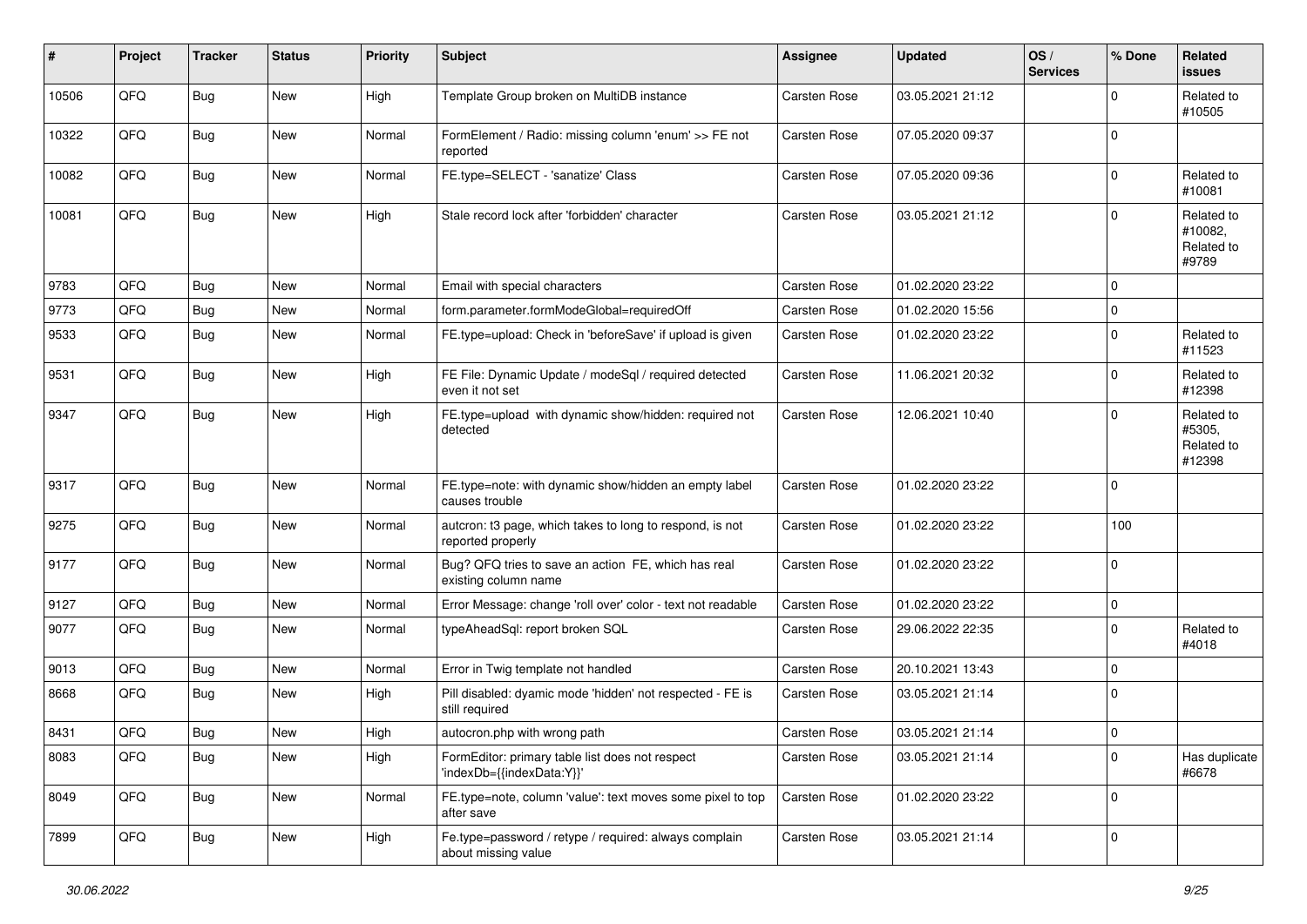| # | Project | Tracker | Status | Priority | Subject | Assignee | Updated | OS / Services | % Done | Related issues |
|---|---|---|---|---|---|---|---|---|---|---|
| 10506 | QFQ | Bug | New | High | Template Group broken on MultiDB instance | Carsten Rose | 03.05.2021 21:12 | | 0 | Related to #10505 |
| 10322 | QFQ | Bug | New | Normal | FormElement / Radio: missing column 'enum' >> FE not reported | Carsten Rose | 07.05.2020 09:37 | | 0 | |
| 10082 | QFQ | Bug | New | Normal | FE.type=SELECT - 'sanatize' Class | Carsten Rose | 07.05.2020 09:36 | | 0 | Related to #10081 |
| 10081 | QFQ | Bug | New | High | Stale record lock after 'forbidden' character | Carsten Rose | 03.05.2021 21:12 | | 0 | Related to #10082, Related to #9789 |
| 9783 | QFQ | Bug | New | Normal | Email with special characters | Carsten Rose | 01.02.2020 23:22 | | 0 | |
| 9773 | QFQ | Bug | New | Normal | form.parameter.formModeGlobal=requiredOff | Carsten Rose | 01.02.2020 15:56 | | 0 | |
| 9533 | QFQ | Bug | New | Normal | FE.type=upload: Check in 'beforeSave' if upload is given | Carsten Rose | 01.02.2020 23:22 | | 0 | Related to #11523 |
| 9531 | QFQ | Bug | New | High | FE File: Dynamic Update / modeSql / required detected even it not set | Carsten Rose | 11.06.2021 20:32 | | 0 | Related to #12398 |
| 9347 | QFQ | Bug | New | High | FE.type=upload with dynamic show/hidden: required not detected | Carsten Rose | 12.06.2021 10:40 | | 0 | Related to #5305, Related to #12398 |
| 9317 | QFQ | Bug | New | Normal | FE.type=note: with dynamic show/hidden an empty label causes trouble | Carsten Rose | 01.02.2020 23:22 | | 0 | |
| 9275 | QFQ | Bug | New | Normal | autcron: t3 page, which takes to long to respond, is not reported properly | Carsten Rose | 01.02.2020 23:22 | | 100 | |
| 9177 | QFQ | Bug | New | Normal | Bug? QFQ tries to save an action FE, which has real existing column name | Carsten Rose | 01.02.2020 23:22 | | 0 | |
| 9127 | QFQ | Bug | New | Normal | Error Message: change 'roll over' color - text not readable | Carsten Rose | 01.02.2020 23:22 | | 0 | |
| 9077 | QFQ | Bug | New | Normal | typeAheadSql: report broken SQL | Carsten Rose | 29.06.2022 22:35 | | 0 | Related to #4018 |
| 9013 | QFQ | Bug | New | Normal | Error in Twig template not handled | Carsten Rose | 20.10.2021 13:43 | | 0 | |
| 8668 | QFQ | Bug | New | High | Pill disabled: dyamic mode 'hidden' not respected - FE is still required | Carsten Rose | 03.05.2021 21:14 | | 0 | |
| 8431 | QFQ | Bug | New | High | autocron.php with wrong path | Carsten Rose | 03.05.2021 21:14 | | 0 | |
| 8083 | QFQ | Bug | New | High | FormEditor: primary table list does not respect 'indexDb={{indexData:Y}}' | Carsten Rose | 03.05.2021 21:14 | | 0 | Has duplicate #6678 |
| 8049 | QFQ | Bug | New | Normal | FE.type=note, column 'value': text moves some pixel to top after save | Carsten Rose | 01.02.2020 23:22 | | 0 | |
| 7899 | QFQ | Bug | New | High | Fe.type=password / retype / required: always complain about missing value | Carsten Rose | 03.05.2021 21:14 | | 0 | |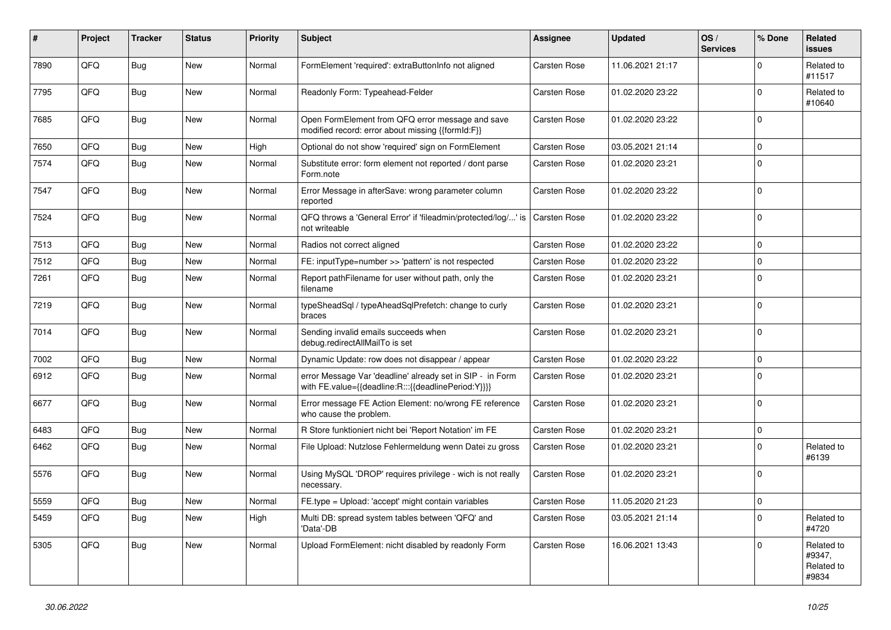| # | Project | Tracker | Status | Priority | Subject | Assignee | Updated | OS / Services | % Done | Related issues |
|---|---|---|---|---|---|---|---|---|---|---|
| 7890 | QFQ | Bug | New | Normal | FormElement 'required': extraButtonInfo not aligned | Carsten Rose | 11.06.2021 21:17 | | 0 | Related to #11517 |
| 7795 | QFQ | Bug | New | Normal | Readonly Form: Typeahead-Felder | Carsten Rose | 01.02.2020 23:22 | | 0 | Related to #10640 |
| 7685 | QFQ | Bug | New | Normal | Open FormElement from QFQ error message and save modified record: error about missing {{formId:F}} | Carsten Rose | 01.02.2020 23:22 | | 0 | |
| 7650 | QFQ | Bug | New | High | Optional do not show 'required' sign on FormElement | Carsten Rose | 03.05.2021 21:14 | | 0 | |
| 7574 | QFQ | Bug | New | Normal | Substitute error: form element not reported / dont parse Form.note | Carsten Rose | 01.02.2020 23:21 | | 0 | |
| 7547 | QFQ | Bug | New | Normal | Error Message in afterSave: wrong parameter column reported | Carsten Rose | 01.02.2020 23:22 | | 0 | |
| 7524 | QFQ | Bug | New | Normal | QFQ throws a 'General Error' if 'fileadmin/protected/log/...' is not writeable | Carsten Rose | 01.02.2020 23:22 | | 0 | |
| 7513 | QFQ | Bug | New | Normal | Radios not correct aligned | Carsten Rose | 01.02.2020 23:22 | | 0 | |
| 7512 | QFQ | Bug | New | Normal | FE: inputType=number >> 'pattern' is not respected | Carsten Rose | 01.02.2020 23:22 | | 0 | |
| 7261 | QFQ | Bug | New | Normal | Report pathFilename for user without path, only the filename | Carsten Rose | 01.02.2020 23:21 | | 0 | |
| 7219 | QFQ | Bug | New | Normal | typeSheadSql / typeAheadSqlPrefetch: change to curly braces | Carsten Rose | 01.02.2020 23:21 | | 0 | |
| 7014 | QFQ | Bug | New | Normal | Sending invalid emails succeeds when debug.redirectAllMailTo is set | Carsten Rose | 01.02.2020 23:21 | | 0 | |
| 7002 | QFQ | Bug | New | Normal | Dynamic Update: row does not disappear / appear | Carsten Rose | 01.02.2020 23:22 | | 0 | |
| 6912 | QFQ | Bug | New | Normal | error Message Var 'deadline' already set in SIP - in Form with FE.value={{deadline:R:::{{deadlinePeriod:Y}}}} | Carsten Rose | 01.02.2020 23:21 | | 0 | |
| 6677 | QFQ | Bug | New | Normal | Error message FE Action Element: no/wrong FE reference who cause the problem. | Carsten Rose | 01.02.2020 23:21 | | 0 | |
| 6483 | QFQ | Bug | New | Normal | R Store funktioniert nicht bei 'Report Notation' im FE | Carsten Rose | 01.02.2020 23:21 | | 0 | |
| 6462 | QFQ | Bug | New | Normal | File Upload: Nutzlose Fehlermeldung wenn Datei zu gross | Carsten Rose | 01.02.2020 23:21 | | 0 | Related to #6139 |
| 5576 | QFQ | Bug | New | Normal | Using MySQL 'DROP' requires privilege - wich is not really necessary. | Carsten Rose | 01.02.2020 23:21 | | 0 | |
| 5559 | QFQ | Bug | New | Normal | FE.type = Upload: 'accept' might contain variables | Carsten Rose | 11.05.2020 21:23 | | 0 | |
| 5459 | QFQ | Bug | New | High | Multi DB: spread system tables between 'QFQ' and 'Data'-DB | Carsten Rose | 03.05.2021 21:14 | | 0 | Related to #4720 |
| 5305 | QFQ | Bug | New | Normal | Upload FormElement: nicht disabled by readonly Form | Carsten Rose | 16.06.2021 13:43 | | 0 | Related to #9347, Related to #9834 |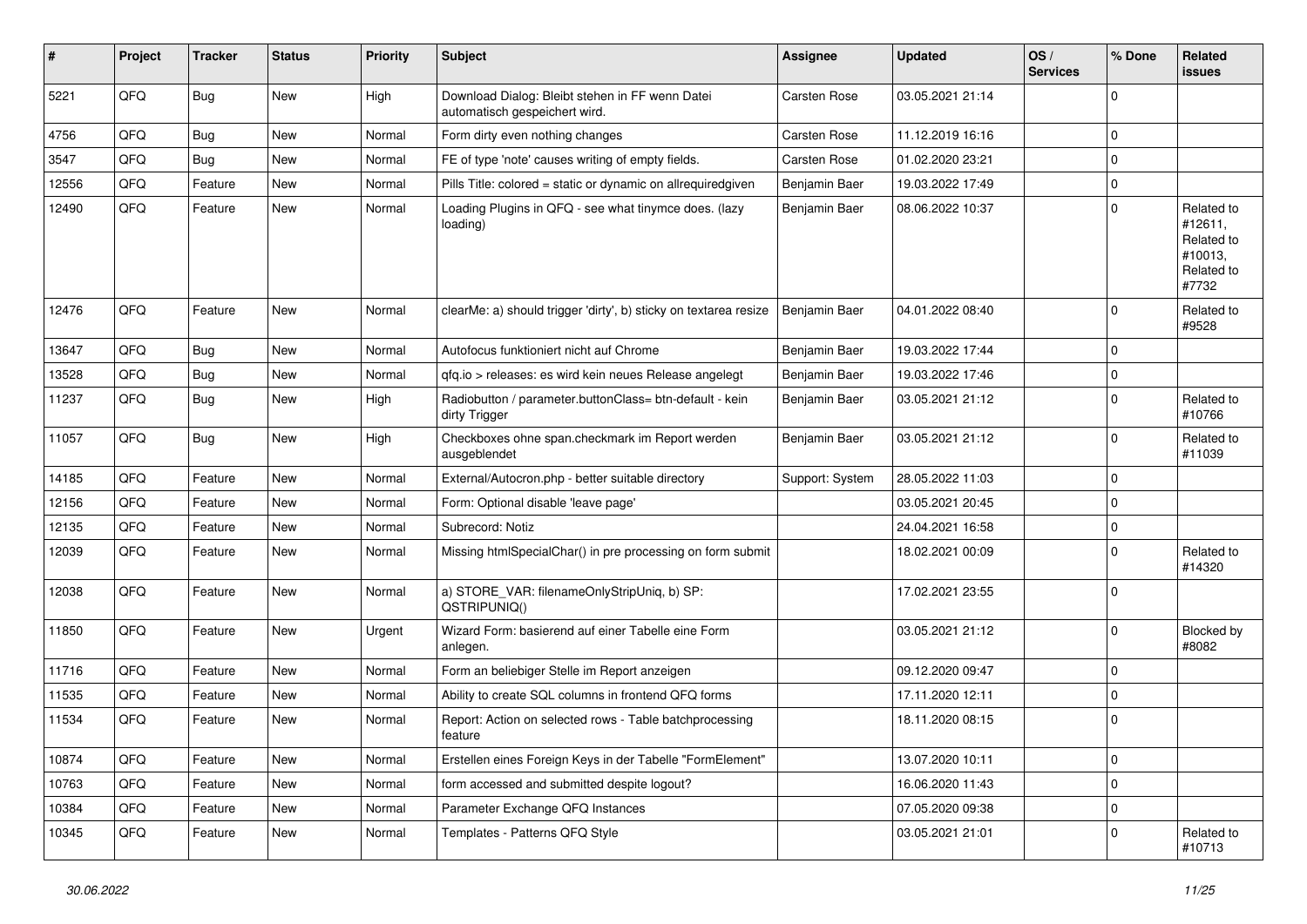| # | Project | Tracker | Status | Priority | Subject | Assignee | Updated | OS / Services | % Done | Related issues |
|---|---|---|---|---|---|---|---|---|---|---|
| 5221 | QFQ | Bug | New | High | Download Dialog: Bleibt stehen in FF wenn Datei automatisch gespeichert wird. | Carsten Rose | 03.05.2021 21:14 | | 0 | |
| 4756 | QFQ | Bug | New | Normal | Form dirty even nothing changes | Carsten Rose | 11.12.2019 16:16 | | 0 | |
| 3547 | QFQ | Bug | New | Normal | FE of type 'note' causes writing of empty fields. | Carsten Rose | 01.02.2020 23:21 | | 0 | |
| 12556 | QFQ | Feature | New | Normal | Pills Title: colored = static or dynamic on allrequiredgiven | Benjamin Baer | 19.03.2022 17:49 | | 0 | |
| 12490 | QFQ | Feature | New | Normal | Loading Plugins in QFQ - see what tinymce does. (lazy loading) | Benjamin Baer | 08.06.2022 10:37 | | 0 | Related to #12611, Related to #10013, Related to #7732 |
| 12476 | QFQ | Feature | New | Normal | clearMe: a) should trigger 'dirty', b) sticky on textarea resize | Benjamin Baer | 04.01.2022 08:40 | | 0 | Related to #9528 |
| 13647 | QFQ | Bug | New | Normal | Autofocus funktioniert nicht auf Chrome | Benjamin Baer | 19.03.2022 17:44 | | 0 | |
| 13528 | QFQ | Bug | New | Normal | qfq.io > releases: es wird kein neues Release angelegt | Benjamin Baer | 19.03.2022 17:46 | | 0 | |
| 11237 | QFQ | Bug | New | High | Radiobutton / parameter.buttonClass= btn-default - kein dirty Trigger | Benjamin Baer | 03.05.2021 21:12 | | 0 | Related to #10766 |
| 11057 | QFQ | Bug | New | High | Checkboxes ohne span.checkmark im Report werden ausgeblendet | Benjamin Baer | 03.05.2021 21:12 | | 0 | Related to #11039 |
| 14185 | QFQ | Feature | New | Normal | External/Autocron.php - better suitable directory | Support: System | 28.05.2022 11:03 | | 0 | |
| 12156 | QFQ | Feature | New | Normal | Form: Optional disable 'leave page' | | 03.05.2021 20:45 | | 0 | |
| 12135 | QFQ | Feature | New | Normal | Subrecord: Notiz | | 24.04.2021 16:58 | | 0 | |
| 12039 | QFQ | Feature | New | Normal | Missing htmlSpecialChar() in pre processing on form submit | | 18.02.2021 00:09 | | 0 | Related to #14320 |
| 12038 | QFQ | Feature | New | Normal | a) STORE_VAR: filenameOnlyStripUniq, b) SP: QSTRIPUNIQ() | | 17.02.2021 23:55 | | 0 | |
| 11850 | QFQ | Feature | New | Urgent | Wizard Form: basierend auf einer Tabelle eine Form anlegen. | | 03.05.2021 21:12 | | 0 | Blocked by #8082 |
| 11716 | QFQ | Feature | New | Normal | Form an beliebiger Stelle im Report anzeigen | | 09.12.2020 09:47 | | 0 | |
| 11535 | QFQ | Feature | New | Normal | Ability to create SQL columns in frontend QFQ forms | | 17.11.2020 12:11 | | 0 | |
| 11534 | QFQ | Feature | New | Normal | Report: Action on selected rows - Table batchprocessing feature | | 18.11.2020 08:15 | | 0 | |
| 10874 | QFQ | Feature | New | Normal | Erstellen eines Foreign Keys in der Tabelle "FormElement" | | 13.07.2020 10:11 | | 0 | |
| 10763 | QFQ | Feature | New | Normal | form accessed and submitted despite logout? | | 16.06.2020 11:43 | | 0 | |
| 10384 | QFQ | Feature | New | Normal | Parameter Exchange QFQ Instances | | 07.05.2020 09:38 | | 0 | |
| 10345 | QFQ | Feature | New | Normal | Templates - Patterns QFQ Style | | 03.05.2021 21:01 | | 0 | Related to #10713 |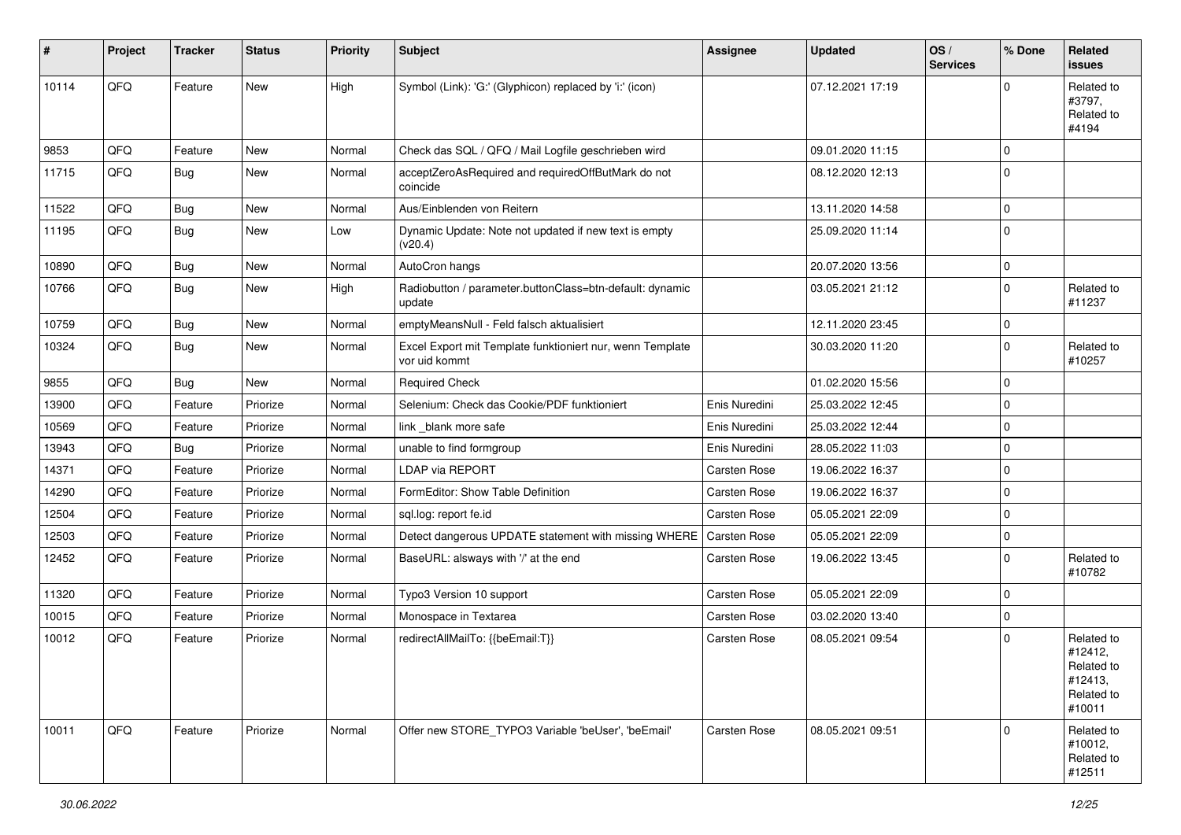| # | Project | Tracker | Status | Priority | Subject | Assignee | Updated | OS / Services | % Done | Related issues |
|---|---|---|---|---|---|---|---|---|---|---|
| 10114 | QFQ | Feature | New | High | Symbol (Link): 'G:' (Glyphicon) replaced by 'i:' (icon) | | 07.12.2021 17:19 | | 0 | Related to #3797, Related to #4194 |
| 9853 | QFQ | Feature | New | Normal | Check das SQL / QFQ / Mail Logfile geschrieben wird | | 09.01.2020 11:15 | | 0 | |
| 11715 | QFQ | Bug | New | Normal | acceptZeroAsRequired and requiredOffButMark do not coincide | | 08.12.2020 12:13 | | 0 | |
| 11522 | QFQ | Bug | New | Normal | Aus/Einblenden von Reitern | | 13.11.2020 14:58 | | 0 | |
| 11195 | QFQ | Bug | New | Low | Dynamic Update: Note not updated if new text is empty (v20.4) | | 25.09.2020 11:14 | | 0 | |
| 10890 | QFQ | Bug | New | Normal | AutoCron hangs | | 20.07.2020 13:56 | | 0 | |
| 10766 | QFQ | Bug | New | High | Radiobutton / parameter.buttonClass=btn-default: dynamic update | | 03.05.2021 21:12 | | 0 | Related to #11237 |
| 10759 | QFQ | Bug | New | Normal | emptyMeansNull - Feld falsch aktualisiert | | 12.11.2020 23:45 | | 0 | |
| 10324 | QFQ | Bug | New | Normal | Excel Export mit Template funktioniert nur, wenn Template vor uid kommt | | 30.03.2020 11:20 | | 0 | Related to #10257 |
| 9855 | QFQ | Bug | New | Normal | Required Check | | 01.02.2020 15:56 | | 0 | |
| 13900 | QFQ | Feature | Priorize | Normal | Selenium: Check das Cookie/PDF funktioniert | Enis Nuredini | 25.03.2022 12:45 | | 0 | |
| 10569 | QFQ | Feature | Priorize | Normal | link _blank more safe | Enis Nuredini | 25.03.2022 12:44 | | 0 | |
| 13943 | QFQ | Bug | Priorize | Normal | unable to find formgroup | Enis Nuredini | 28.05.2022 11:03 | | 0 | |
| 14371 | QFQ | Feature | Priorize | Normal | LDAP via REPORT | Carsten Rose | 19.06.2022 16:37 | | 0 | |
| 14290 | QFQ | Feature | Priorize | Normal | FormEditor: Show Table Definition | Carsten Rose | 19.06.2022 16:37 | | 0 | |
| 12504 | QFQ | Feature | Priorize | Normal | sql.log: report fe.id | Carsten Rose | 05.05.2021 22:09 | | 0 | |
| 12503 | QFQ | Feature | Priorize | Normal | Detect dangerous UPDATE statement with missing WHERE | Carsten Rose | 05.05.2021 22:09 | | 0 | |
| 12452 | QFQ | Feature | Priorize | Normal | BaseURL: alsways with '/' at the end | Carsten Rose | 19.06.2022 13:45 | | 0 | Related to #10782 |
| 11320 | QFQ | Feature | Priorize | Normal | Typo3 Version 10 support | Carsten Rose | 05.05.2021 22:09 | | 0 | |
| 10015 | QFQ | Feature | Priorize | Normal | Monospace in Textarea | Carsten Rose | 03.02.2020 13:40 | | 0 | |
| 10012 | QFQ | Feature | Priorize | Normal | redirectAllMailTo: {{beEmail:T}} | Carsten Rose | 08.05.2021 09:54 | | 0 | Related to #12412, Related to #12413, Related to #10011 |
| 10011 | QFQ | Feature | Priorize | Normal | Offer new STORE_TYPO3 Variable 'beUser', 'beEmail' | Carsten Rose | 08.05.2021 09:51 | | 0 | Related to #10012, Related to #12511 |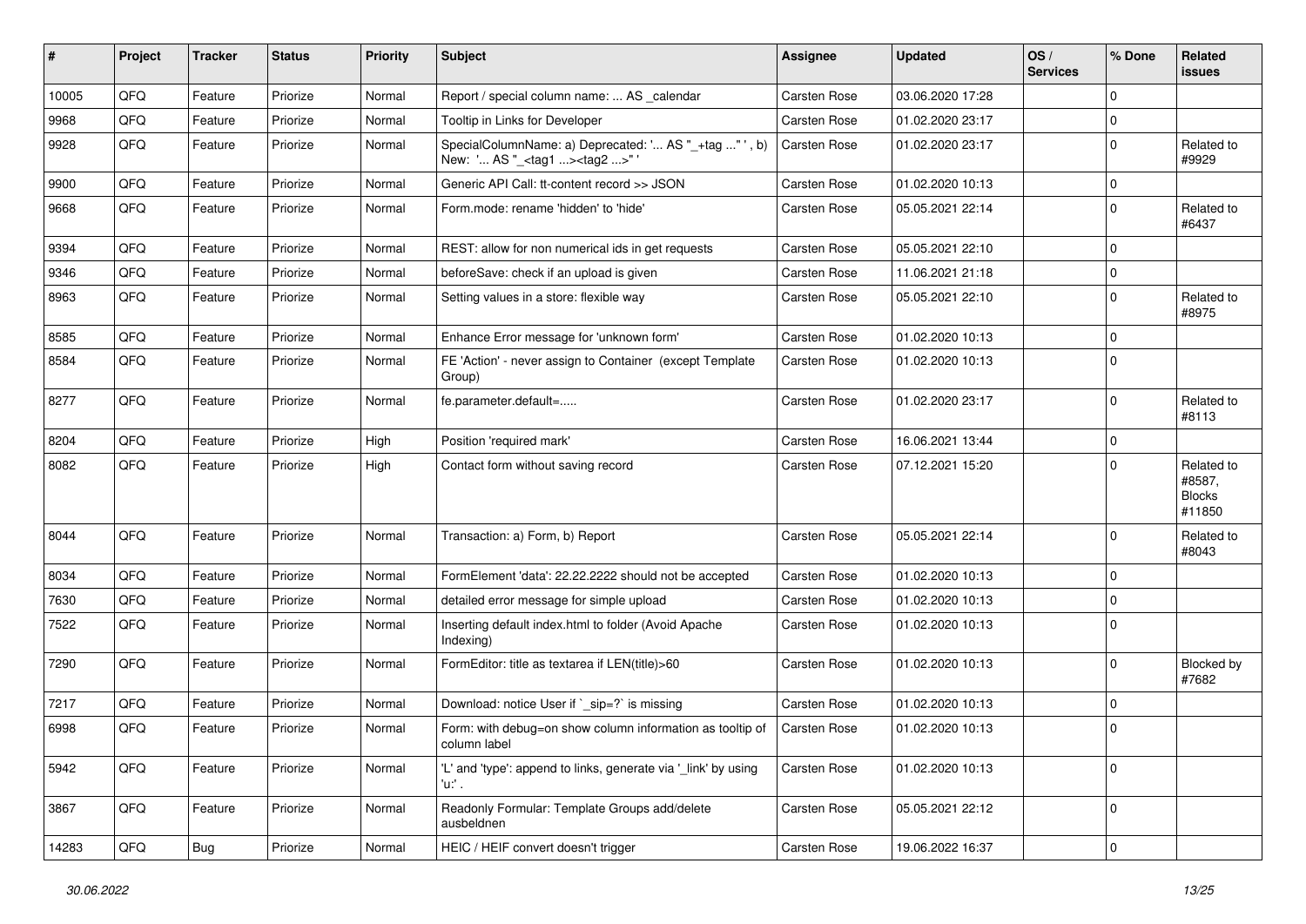| # | Project | Tracker | Status | Priority | Subject | Assignee | Updated | OS / Services | % Done | Related issues |
|---|---|---|---|---|---|---|---|---|---|---|
| 10005 | QFQ | Feature | Priorize | Normal | Report / special column name: ... AS _calendar | Carsten Rose | 03.06.2020 17:28 | | 0 | |
| 9968 | QFQ | Feature | Priorize | Normal | Tooltip in Links for Developer | Carsten Rose | 01.02.2020 23:17 | | 0 | |
| 9928 | QFQ | Feature | Priorize | Normal | SpecialColumnName: a) Deprecated: '... AS "_+tag ..." ', b) New: '... AS "_<tag1 ...><tag2 ...>" ' | Carsten Rose | 01.02.2020 23:17 | | 0 | Related to #9929 |
| 9900 | QFQ | Feature | Priorize | Normal | Generic API Call: tt-content record >> JSON | Carsten Rose | 01.02.2020 10:13 | | 0 | |
| 9668 | QFQ | Feature | Priorize | Normal | Form.mode: rename 'hidden' to 'hide' | Carsten Rose | 05.05.2021 22:14 | | 0 | Related to #6437 |
| 9394 | QFQ | Feature | Priorize | Normal | REST: allow for non numerical ids in get requests | Carsten Rose | 05.05.2021 22:10 | | 0 | |
| 9346 | QFQ | Feature | Priorize | Normal | beforeSave: check if an upload is given | Carsten Rose | 11.06.2021 21:18 | | 0 | |
| 8963 | QFQ | Feature | Priorize | Normal | Setting values in a store: flexible way | Carsten Rose | 05.05.2021 22:10 | | 0 | Related to #8975 |
| 8585 | QFQ | Feature | Priorize | Normal | Enhance Error message for 'unknown form' | Carsten Rose | 01.02.2020 10:13 | | 0 | |
| 8584 | QFQ | Feature | Priorize | Normal | FE 'Action' - never assign to Container (except Template Group) | Carsten Rose | 01.02.2020 10:13 | | 0 | |
| 8277 | QFQ | Feature | Priorize | Normal | fe.parameter.default=..... | Carsten Rose | 01.02.2020 23:17 | | 0 | Related to #8113 |
| 8204 | QFQ | Feature | Priorize | High | Position 'required mark' | Carsten Rose | 16.06.2021 13:44 | | 0 | |
| 8082 | QFQ | Feature | Priorize | High | Contact form without saving record | Carsten Rose | 07.12.2021 15:20 | | 0 | Related to #8587, Blocks #11850 |
| 8044 | QFQ | Feature | Priorize | Normal | Transaction: a) Form, b) Report | Carsten Rose | 05.05.2021 22:14 | | 0 | Related to #8043 |
| 8034 | QFQ | Feature | Priorize | Normal | FormElement 'data': 22.22.2222 should not be accepted | Carsten Rose | 01.02.2020 10:13 | | 0 | |
| 7630 | QFQ | Feature | Priorize | Normal | detailed error message for simple upload | Carsten Rose | 01.02.2020 10:13 | | 0 | |
| 7522 | QFQ | Feature | Priorize | Normal | Inserting default index.html to folder (Avoid Apache Indexing) | Carsten Rose | 01.02.2020 10:13 | | 0 | |
| 7290 | QFQ | Feature | Priorize | Normal | FormEditor: title as textarea if LEN(title)>60 | Carsten Rose | 01.02.2020 10:13 | | 0 | Blocked by #7682 |
| 7217 | QFQ | Feature | Priorize | Normal | Download: notice User if `_sip=?` is missing | Carsten Rose | 01.02.2020 10:13 | | 0 | |
| 6998 | QFQ | Feature | Priorize | Normal | Form: with debug=on show column information as tooltip of column label | Carsten Rose | 01.02.2020 10:13 | | 0 | |
| 5942 | QFQ | Feature | Priorize | Normal | 'L' and 'type': append to links, generate via '_link' by using 'u:' . | Carsten Rose | 01.02.2020 10:13 | | 0 | |
| 3867 | QFQ | Feature | Priorize | Normal | Readonly Formular: Template Groups add/delete ausbeldnen | Carsten Rose | 05.05.2021 22:12 | | 0 | |
| 14283 | QFQ | Bug | Priorize | Normal | HEIC / HEIF convert doesn't trigger | Carsten Rose | 19.06.2022 16:37 | | 0 | |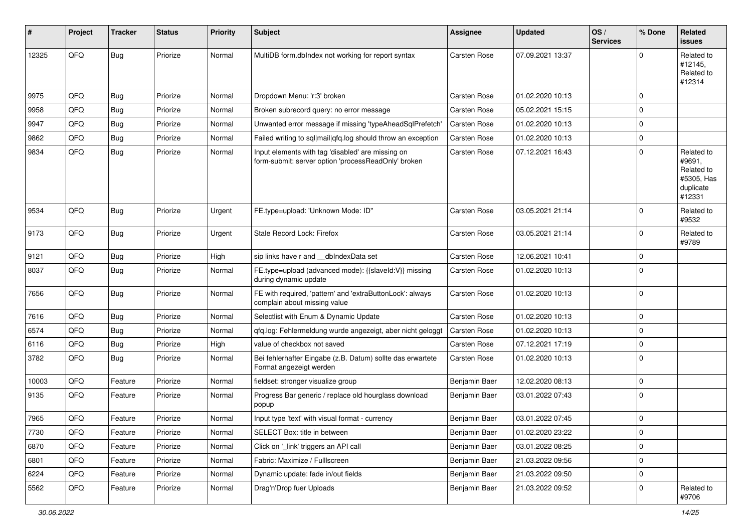| # | Project | Tracker | Status | Priority | Subject | Assignee | Updated | OS / Services | % Done | Related issues |
|---|---|---|---|---|---|---|---|---|---|---|
| 12325 | QFQ | Bug | Priorize | Normal | MultiDB form.dbIndex not working for report syntax | Carsten Rose | 07.09.2021 13:37 | | 0 | Related to #12145, Related to #12314 |
| 9975 | QFQ | Bug | Priorize | Normal | Dropdown Menu: 'r:3' broken | Carsten Rose | 01.02.2020 10:13 | | 0 | |
| 9958 | QFQ | Bug | Priorize | Normal | Broken subrecord query: no error message | Carsten Rose | 05.02.2021 15:15 | | 0 | |
| 9947 | QFQ | Bug | Priorize | Normal | Unwanted error message if missing 'typeAheadSqlPrefetch' | Carsten Rose | 01.02.2020 10:13 | | 0 | |
| 9862 | QFQ | Bug | Priorize | Normal | Failed writing to sql\|mail\|qfq.log should throw an exception | Carsten Rose | 01.02.2020 10:13 | | 0 | |
| 9834 | QFQ | Bug | Priorize | Normal | Input elements with tag 'disabled' are missing on form-submit: server option 'processReadOnly' broken | Carsten Rose | 07.12.2021 16:43 | | 0 | Related to #9691, Related to #5305, Has duplicate #12331 |
| 9534 | QFQ | Bug | Priorize | Urgent | FE.type=upload: 'Unknown Mode: ID" | Carsten Rose | 03.05.2021 21:14 | | 0 | Related to #9532 |
| 9173 | QFQ | Bug | Priorize | Urgent | Stale Record Lock: Firefox | Carsten Rose | 03.05.2021 21:14 | | 0 | Related to #9789 |
| 9121 | QFQ | Bug | Priorize | High | sip links have r and __dbIndexData set | Carsten Rose | 12.06.2021 10:41 | | 0 | |
| 8037 | QFQ | Bug | Priorize | Normal | FE.type=upload (advanced mode): {{slaveId:V}} missing during dynamic update | Carsten Rose | 01.02.2020 10:13 | | 0 | |
| 7656 | QFQ | Bug | Priorize | Normal | FE with required, 'pattern' and 'extraButtonLock': always complain about missing value | Carsten Rose | 01.02.2020 10:13 | | 0 | |
| 7616 | QFQ | Bug | Priorize | Normal | Selectlist with Enum & Dynamic Update | Carsten Rose | 01.02.2020 10:13 | | 0 | |
| 6574 | QFQ | Bug | Priorize | Normal | qfq.log: Fehlermeldung wurde angezeigt, aber nicht geloggt | Carsten Rose | 01.02.2020 10:13 | | 0 | |
| 6116 | QFQ | Bug | Priorize | High | value of checkbox not saved | Carsten Rose | 07.12.2021 17:19 | | 0 | |
| 3782 | QFQ | Bug | Priorize | Normal | Bei fehlerhafter Eingabe (z.B. Datum) sollte das erwartete Format angezeigt werden | Carsten Rose | 01.02.2020 10:13 | | 0 | |
| 10003 | QFQ | Feature | Priorize | Normal | fieldset: stronger visualize group | Benjamin Baer | 12.02.2020 08:13 | | 0 | |
| 9135 | QFQ | Feature | Priorize | Normal | Progress Bar generic / replace old hourglass download popup | Benjamin Baer | 03.01.2022 07:43 | | 0 | |
| 7965 | QFQ | Feature | Priorize | Normal | Input type 'text' with visual format - currency | Benjamin Baer | 03.01.2022 07:45 | | 0 | |
| 7730 | QFQ | Feature | Priorize | Normal | SELECT Box: title in between | Benjamin Baer | 01.02.2020 23:22 | | 0 | |
| 6870 | QFQ | Feature | Priorize | Normal | Click on '_link' triggers an API call | Benjamin Baer | 03.01.2022 08:25 | | 0 | |
| 6801 | QFQ | Feature | Priorize | Normal | Fabric: Maximize / FullIscreen | Benjamin Baer | 21.03.2022 09:56 | | 0 | |
| 6224 | QFQ | Feature | Priorize | Normal | Dynamic update: fade in/out fields | Benjamin Baer | 21.03.2022 09:50 | | 0 | |
| 5562 | QFQ | Feature | Priorize | Normal | Drag'n'Drop fuer Uploads | Benjamin Baer | 21.03.2022 09:52 | | 0 | Related to #9706 |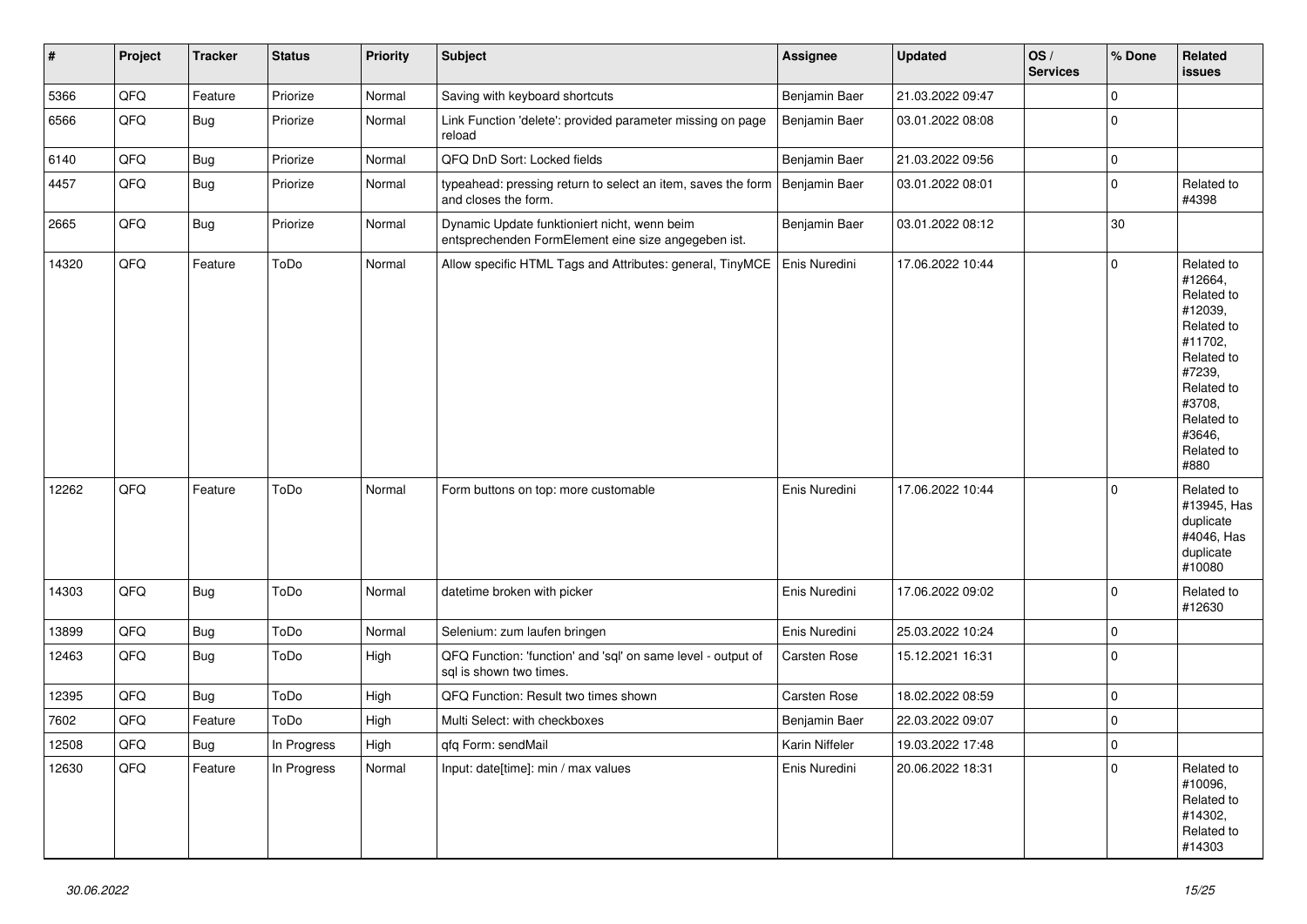| # | Project | Tracker | Status | Priority | Subject | Assignee | Updated | OS / Services | % Done | Related issues |
|---|---|---|---|---|---|---|---|---|---|---|
| 5366 | QFQ | Feature | Priorize | Normal | Saving with keyboard shortcuts | Benjamin Baer | 21.03.2022 09:47 | | 0 | |
| 6566 | QFQ | Bug | Priorize | Normal | Link Function 'delete': provided parameter missing on page reload | Benjamin Baer | 03.01.2022 08:08 | | 0 | |
| 6140 | QFQ | Bug | Priorize | Normal | QFQ DnD Sort: Locked fields | Benjamin Baer | 21.03.2022 09:56 | | 0 | |
| 4457 | QFQ | Bug | Priorize | Normal | typeahead: pressing return to select an item, saves the form and closes the form. | Benjamin Baer | 03.01.2022 08:01 | | 0 | Related to #4398 |
| 2665 | QFQ | Bug | Priorize | Normal | Dynamic Update funktioniert nicht, wenn beim entsprechenden FormElement eine size angegeben ist. | Benjamin Baer | 03.01.2022 08:12 | | 30 | |
| 14320 | QFQ | Feature | ToDo | Normal | Allow specific HTML Tags and Attributes: general, TinyMCE | Enis Nuredini | 17.06.2022 10:44 | | 0 | Related to #12664, Related to #12039, Related to #11702, Related to #7239, Related to #3708, Related to #3646, Related to #880 |
| 12262 | QFQ | Feature | ToDo | Normal | Form buttons on top: more customable | Enis Nuredini | 17.06.2022 10:44 | | 0 | Related to #13945, Has duplicate #4046, Has duplicate #10080 |
| 14303 | QFQ | Bug | ToDo | Normal | datetime broken with picker | Enis Nuredini | 17.06.2022 09:02 | | 0 | Related to #12630 |
| 13899 | QFQ | Bug | ToDo | Normal | Selenium: zum laufen bringen | Enis Nuredini | 25.03.2022 10:24 | | 0 | |
| 12463 | QFQ | Bug | ToDo | High | QFQ Function: 'function' and 'sql' on same level - output of sql is shown two times. | Carsten Rose | 15.12.2021 16:31 | | 0 | |
| 12395 | QFQ | Bug | ToDo | High | QFQ Function: Result two times shown | Carsten Rose | 18.02.2022 08:59 | | 0 | |
| 7602 | QFQ | Feature | ToDo | High | Multi Select: with checkboxes | Benjamin Baer | 22.03.2022 09:07 | | 0 | |
| 12508 | QFQ | Bug | In Progress | High | qfq Form: sendMail | Karin Niffeler | 19.03.2022 17:48 | | 0 | |
| 12630 | QFQ | Feature | In Progress | Normal | Input: date[time]: min / max values | Enis Nuredini | 20.06.2022 18:31 | | 0 | Related to #10096, Related to #14302, Related to #14303 |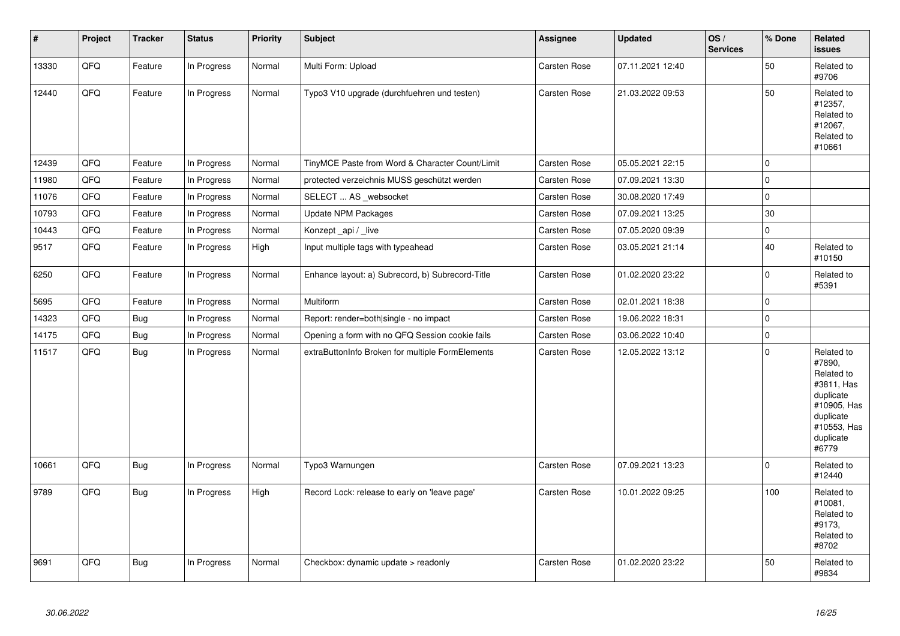| # | Project | Tracker | Status | Priority | Subject | Assignee | Updated | OS / Services | % Done | Related issues |
|---|---|---|---|---|---|---|---|---|---|---|
| 13330 | QFQ | Feature | In Progress | Normal | Multi Form: Upload | Carsten Rose | 07.11.2021 12:40 | | 50 | Related to #9706 |
| 12440 | QFQ | Feature | In Progress | Normal | Typo3 V10 upgrade (durchfuehren und testen) | Carsten Rose | 21.03.2022 09:53 | | 50 | Related to #12357, Related to #12067, Related to #10661 |
| 12439 | QFQ | Feature | In Progress | Normal | TinyMCE Paste from Word & Character Count/Limit | Carsten Rose | 05.05.2021 22:15 | | 0 | |
| 11980 | QFQ | Feature | In Progress | Normal | protected verzeichnis MUSS geschützt werden | Carsten Rose | 07.09.2021 13:30 | | 0 | |
| 11076 | QFQ | Feature | In Progress | Normal | SELECT ... AS _websocket | Carsten Rose | 30.08.2020 17:49 | | 0 | |
| 10793 | QFQ | Feature | In Progress | Normal | Update NPM Packages | Carsten Rose | 07.09.2021 13:25 | | 30 | |
| 10443 | QFQ | Feature | In Progress | Normal | Konzept _api / _live | Carsten Rose | 07.05.2020 09:39 | | 0 | |
| 9517 | QFQ | Feature | In Progress | High | Input multiple tags with typeahead | Carsten Rose | 03.05.2021 21:14 | | 40 | Related to #10150 |
| 6250 | QFQ | Feature | In Progress | Normal | Enhance layout: a) Subrecord, b) Subrecord-Title | Carsten Rose | 01.02.2020 23:22 | | 0 | Related to #5391 |
| 5695 | QFQ | Feature | In Progress | Normal | Multiform | Carsten Rose | 02.01.2021 18:38 | | 0 | |
| 14323 | QFQ | Bug | In Progress | Normal | Report: render=both\|single - no impact | Carsten Rose | 19.06.2022 18:31 | | 0 | |
| 14175 | QFQ | Bug | In Progress | Normal | Opening a form with no QFQ Session cookie fails | Carsten Rose | 03.06.2022 10:40 | | 0 | |
| 11517 | QFQ | Bug | In Progress | Normal | extraButtonInfo Broken for multiple FormElements | Carsten Rose | 12.05.2022 13:12 | | 0 | Related to #7890, Related to #3811, Has duplicate #10905, Has duplicate #10553, Has duplicate #6779 |
| 10661 | QFQ | Bug | In Progress | Normal | Typo3 Warnungen | Carsten Rose | 07.09.2021 13:23 | | 0 | Related to #12440 |
| 9789 | QFQ | Bug | In Progress | High | Record Lock: release to early on 'leave page' | Carsten Rose | 10.01.2022 09:25 | | 100 | Related to #10081, Related to #9173, Related to #8702 |
| 9691 | QFQ | Bug | In Progress | Normal | Checkbox: dynamic update > readonly | Carsten Rose | 01.02.2020 23:22 | | 50 | Related to #9834 |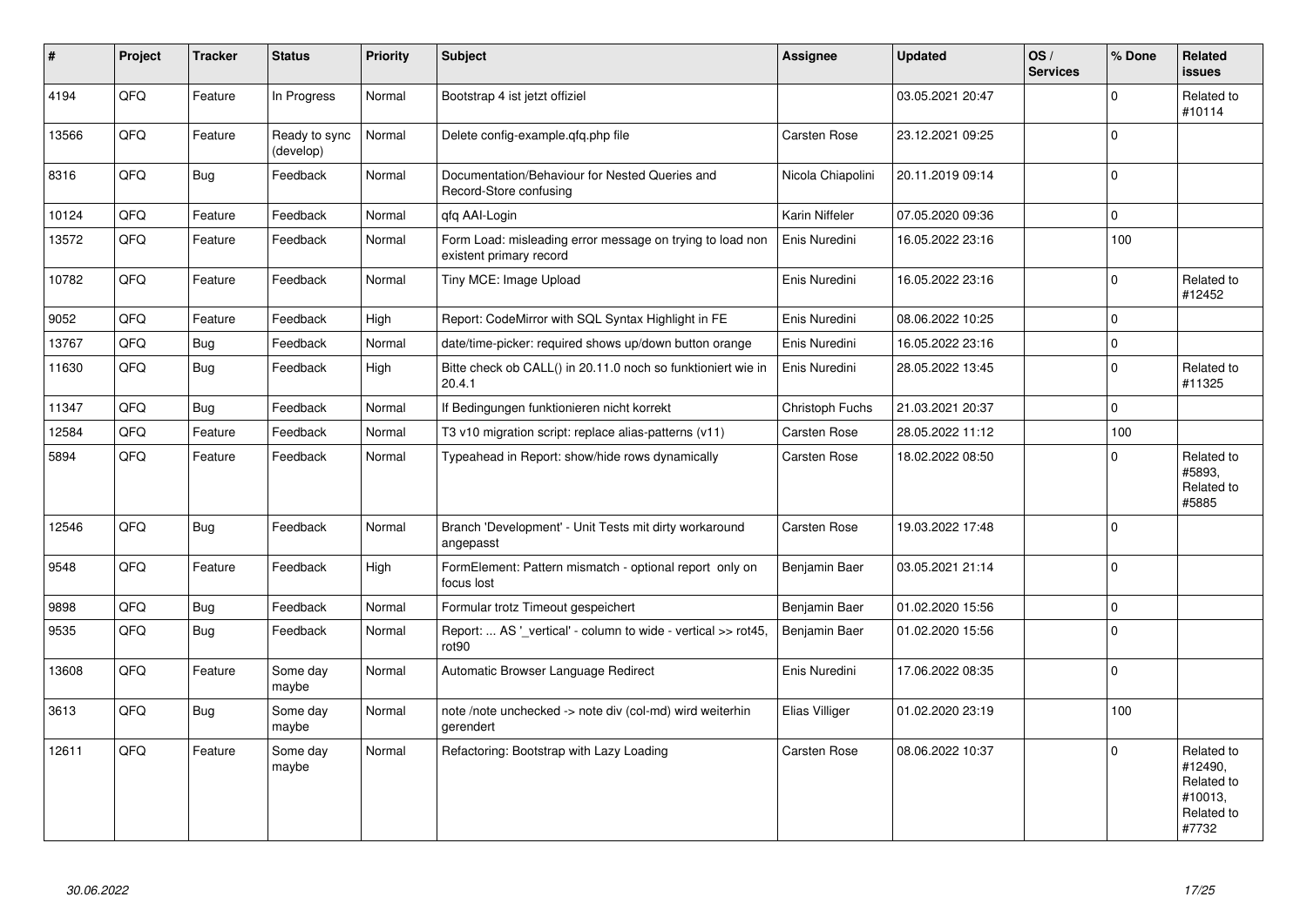| # | Project | Tracker | Status | Priority | Subject | Assignee | Updated | OS / Services | % Done | Related issues |
|---|---|---|---|---|---|---|---|---|---|---|
| 4194 | QFQ | Feature | In Progress | Normal | Bootstrap 4 ist jetzt offiziel | | 03.05.2021 20:47 | | 0 | Related to #10114 |
| 13566 | QFQ | Feature | Ready to sync (develop) | Normal | Delete config-example.qfq.php file | Carsten Rose | 23.12.2021 09:25 | | 0 | |
| 8316 | QFQ | Bug | Feedback | Normal | Documentation/Behaviour for Nested Queries and Record-Store confusing | Nicola Chiapolini | 20.11.2019 09:14 | | 0 | |
| 10124 | QFQ | Feature | Feedback | Normal | qfq AAI-Login | Karin Niffeler | 07.05.2020 09:36 | | 0 | |
| 13572 | QFQ | Feature | Feedback | Normal | Form Load: misleading error message on trying to load non existent primary record | Enis Nuredini | 16.05.2022 23:16 | | 100 | |
| 10782 | QFQ | Feature | Feedback | Normal | Tiny MCE: Image Upload | Enis Nuredini | 16.05.2022 23:16 | | 0 | Related to #12452 |
| 9052 | QFQ | Feature | Feedback | High | Report: CodeMirror with SQL Syntax Highlight in FE | Enis Nuredini | 08.06.2022 10:25 | | 0 | |
| 13767 | QFQ | Bug | Feedback | Normal | date/time-picker: required shows up/down button orange | Enis Nuredini | 16.05.2022 23:16 | | 0 | |
| 11630 | QFQ | Bug | Feedback | High | Bitte check ob CALL() in 20.11.0 noch so funktioniert wie in 20.4.1 | Enis Nuredini | 28.05.2022 13:45 | | 0 | Related to #11325 |
| 11347 | QFQ | Bug | Feedback | Normal | If Bedingungen funktionieren nicht korrekt | Christoph Fuchs | 21.03.2021 20:37 | | 0 | |
| 12584 | QFQ | Feature | Feedback | Normal | T3 v10 migration script: replace alias-patterns (v11) | Carsten Rose | 28.05.2022 11:12 | | 100 | |
| 5894 | QFQ | Feature | Feedback | Normal | Typeahead in Report: show/hide rows dynamically | Carsten Rose | 18.02.2022 08:50 | | 0 | Related to #5893, Related to #5885 |
| 12546 | QFQ | Bug | Feedback | Normal | Branch 'Development' - Unit Tests mit dirty workaround angepasst | Carsten Rose | 19.03.2022 17:48 | | 0 | |
| 9548 | QFQ | Feature | Feedback | High | FormElement: Pattern mismatch - optional report only on focus lost | Benjamin Baer | 03.05.2021 21:14 | | 0 | |
| 9898 | QFQ | Bug | Feedback | Normal | Formular trotz Timeout gespeichert | Benjamin Baer | 01.02.2020 15:56 | | 0 | |
| 9535 | QFQ | Bug | Feedback | Normal | Report: ... AS '_vertical' - column to wide - vertical >> rot45, rot90 | Benjamin Baer | 01.02.2020 15:56 | | 0 | |
| 13608 | QFQ | Feature | Some day maybe | Normal | Automatic Browser Language Redirect | Enis Nuredini | 17.06.2022 08:35 | | 0 | |
| 3613 | QFQ | Bug | Some day maybe | Normal | note /note unchecked -> note div (col-md) wird weiterhin gerendert | Elias Villiger | 01.02.2020 23:19 | | 100 | |
| 12611 | QFQ | Feature | Some day maybe | Normal | Refactoring: Bootstrap with Lazy Loading | Carsten Rose | 08.06.2022 10:37 | | 0 | Related to #12490, Related to #10013, Related to #7732 |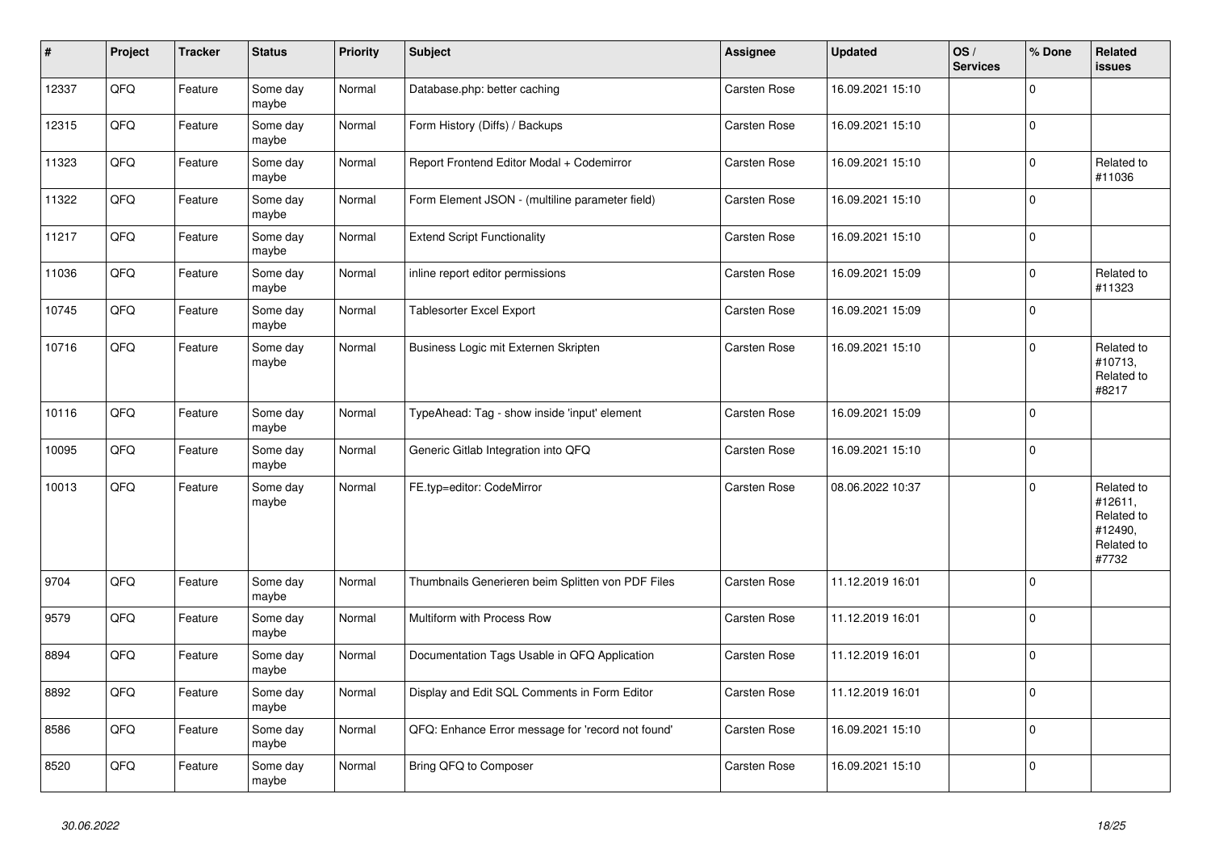| # | Project | Tracker | Status | Priority | Subject | Assignee | Updated | OS / Services | % Done | Related issues |
|---|---|---|---|---|---|---|---|---|---|---|
| 12337 | QFQ | Feature | Some day maybe | Normal | Database.php: better caching | Carsten Rose | 16.09.2021 15:10 | | 0 | |
| 12315 | QFQ | Feature | Some day maybe | Normal | Form History (Diffs) / Backups | Carsten Rose | 16.09.2021 15:10 | | 0 | |
| 11323 | QFQ | Feature | Some day maybe | Normal | Report Frontend Editor Modal + Codemirror | Carsten Rose | 16.09.2021 15:10 | | 0 | Related to #11036 |
| 11322 | QFQ | Feature | Some day maybe | Normal | Form Element JSON - (multiline parameter field) | Carsten Rose | 16.09.2021 15:10 | | 0 | |
| 11217 | QFQ | Feature | Some day maybe | Normal | Extend Script Functionality | Carsten Rose | 16.09.2021 15:10 | | 0 | |
| 11036 | QFQ | Feature | Some day maybe | Normal | inline report editor permissions | Carsten Rose | 16.09.2021 15:09 | | 0 | Related to #11323 |
| 10745 | QFQ | Feature | Some day maybe | Normal | Tablesorter Excel Export | Carsten Rose | 16.09.2021 15:09 | | 0 | |
| 10716 | QFQ | Feature | Some day maybe | Normal | Business Logic mit Externen Skripten | Carsten Rose | 16.09.2021 15:10 | | 0 | Related to #10713, Related to #8217 |
| 10116 | QFQ | Feature | Some day maybe | Normal | TypeAhead: Tag - show inside 'input' element | Carsten Rose | 16.09.2021 15:09 | | 0 | |
| 10095 | QFQ | Feature | Some day maybe | Normal | Generic Gitlab Integration into QFQ | Carsten Rose | 16.09.2021 15:10 | | 0 | |
| 10013 | QFQ | Feature | Some day maybe | Normal | FE.typ=editor: CodeMirror | Carsten Rose | 08.06.2022 10:37 | | 0 | Related to #12611, Related to #12490, Related to #7732 |
| 9704 | QFQ | Feature | Some day maybe | Normal | Thumbnails Generieren beim Splitten von PDF Files | Carsten Rose | 11.12.2019 16:01 | | 0 | |
| 9579 | QFQ | Feature | Some day maybe | Normal | Multiform with Process Row | Carsten Rose | 11.12.2019 16:01 | | 0 | |
| 8894 | QFQ | Feature | Some day maybe | Normal | Documentation Tags Usable in QFQ Application | Carsten Rose | 11.12.2019 16:01 | | 0 | |
| 8892 | QFQ | Feature | Some day maybe | Normal | Display and Edit SQL Comments in Form Editor | Carsten Rose | 11.12.2019 16:01 | | 0 | |
| 8586 | QFQ | Feature | Some day maybe | Normal | QFQ: Enhance Error message for 'record not found' | Carsten Rose | 16.09.2021 15:10 | | 0 | |
| 8520 | QFQ | Feature | Some day maybe | Normal | Bring QFQ to Composer | Carsten Rose | 16.09.2021 15:10 | | 0 | |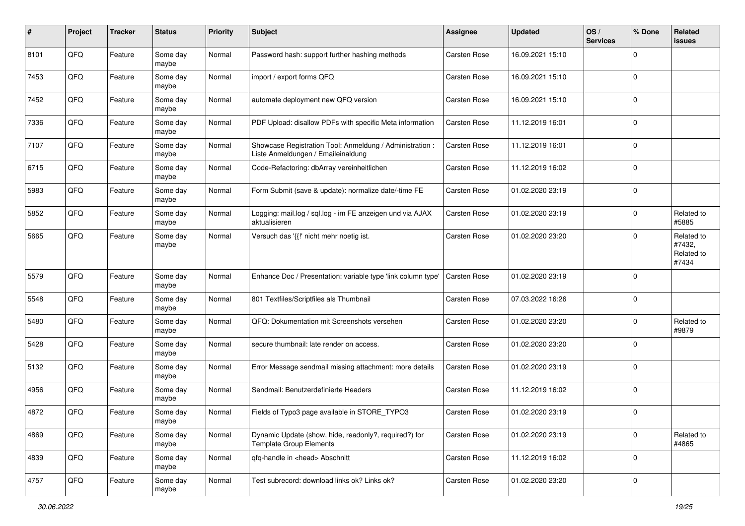| # | Project | Tracker | Status | Priority | Subject | Assignee | Updated | OS / Services | % Done | Related issues |
|---|---|---|---|---|---|---|---|---|---|---|
| 8101 | QFQ | Feature | Some day maybe | Normal | Password hash: support further hashing methods | Carsten Rose | 16.09.2021 15:10 | | 0 | |
| 7453 | QFQ | Feature | Some day maybe | Normal | import / export forms QFQ | Carsten Rose | 16.09.2021 15:10 | | 0 | |
| 7452 | QFQ | Feature | Some day maybe | Normal | automate deployment new QFQ version | Carsten Rose | 16.09.2021 15:10 | | 0 | |
| 7336 | QFQ | Feature | Some day maybe | Normal | PDF Upload: disallow PDFs with specific Meta information | Carsten Rose | 11.12.2019 16:01 | | 0 | |
| 7107 | QFQ | Feature | Some day maybe | Normal | Showcase Registration Tool: Anmeldung / Administration : Liste Anmeldungen / Emaileinaldung | Carsten Rose | 11.12.2019 16:01 | | 0 | |
| 6715 | QFQ | Feature | Some day maybe | Normal | Code-Refactoring: dbArray vereinheitlichen | Carsten Rose | 11.12.2019 16:02 | | 0 | |
| 5983 | QFQ | Feature | Some day maybe | Normal | Form Submit (save & update): normalize date/-time FE | Carsten Rose | 01.02.2020 23:19 | | 0 | |
| 5852 | QFQ | Feature | Some day maybe | Normal | Logging: mail.log / sql.log - im FE anzeigen und via AJAX aktualisieren | Carsten Rose | 01.02.2020 23:19 | | 0 | Related to #5885 |
| 5665 | QFQ | Feature | Some day maybe | Normal | Versuch das '{{!' nicht mehr noetig ist. | Carsten Rose | 01.02.2020 23:20 | | 0 | Related to #7432, Related to #7434 |
| 5579 | QFQ | Feature | Some day maybe | Normal | Enhance Doc / Presentation: variable type 'link column type' | Carsten Rose | 01.02.2020 23:19 | | 0 | |
| 5548 | QFQ | Feature | Some day maybe | Normal | 801 Textfiles/Scriptfiles als Thumbnail | Carsten Rose | 07.03.2022 16:26 | | 0 | |
| 5480 | QFQ | Feature | Some day maybe | Normal | QFQ: Dokumentation mit Screenshots versehen | Carsten Rose | 01.02.2020 23:20 | | 0 | Related to #9879 |
| 5428 | QFQ | Feature | Some day maybe | Normal | secure thumbnail: late render on access. | Carsten Rose | 01.02.2020 23:20 | | 0 | |
| 5132 | QFQ | Feature | Some day maybe | Normal | Error Message sendmail missing attachment: more details | Carsten Rose | 01.02.2020 23:19 | | 0 | |
| 4956 | QFQ | Feature | Some day maybe | Normal | Sendmail: Benutzerdefinierte Headers | Carsten Rose | 11.12.2019 16:02 | | 0 | |
| 4872 | QFQ | Feature | Some day maybe | Normal | Fields of Typo3 page available in STORE_TYPO3 | Carsten Rose | 01.02.2020 23:19 | | 0 | |
| 4869 | QFQ | Feature | Some day maybe | Normal | Dynamic Update (show, hide, readonly?, required?) for Template Group Elements | Carsten Rose | 01.02.2020 23:19 | | 0 | Related to #4865 |
| 4839 | QFQ | Feature | Some day maybe | Normal | qfq-handle in <head> Abschnitt | Carsten Rose | 11.12.2019 16:02 | | 0 | |
| 4757 | QFQ | Feature | Some day maybe | Normal | Test subrecord: download links ok? Links ok? | Carsten Rose | 01.02.2020 23:20 | | 0 | |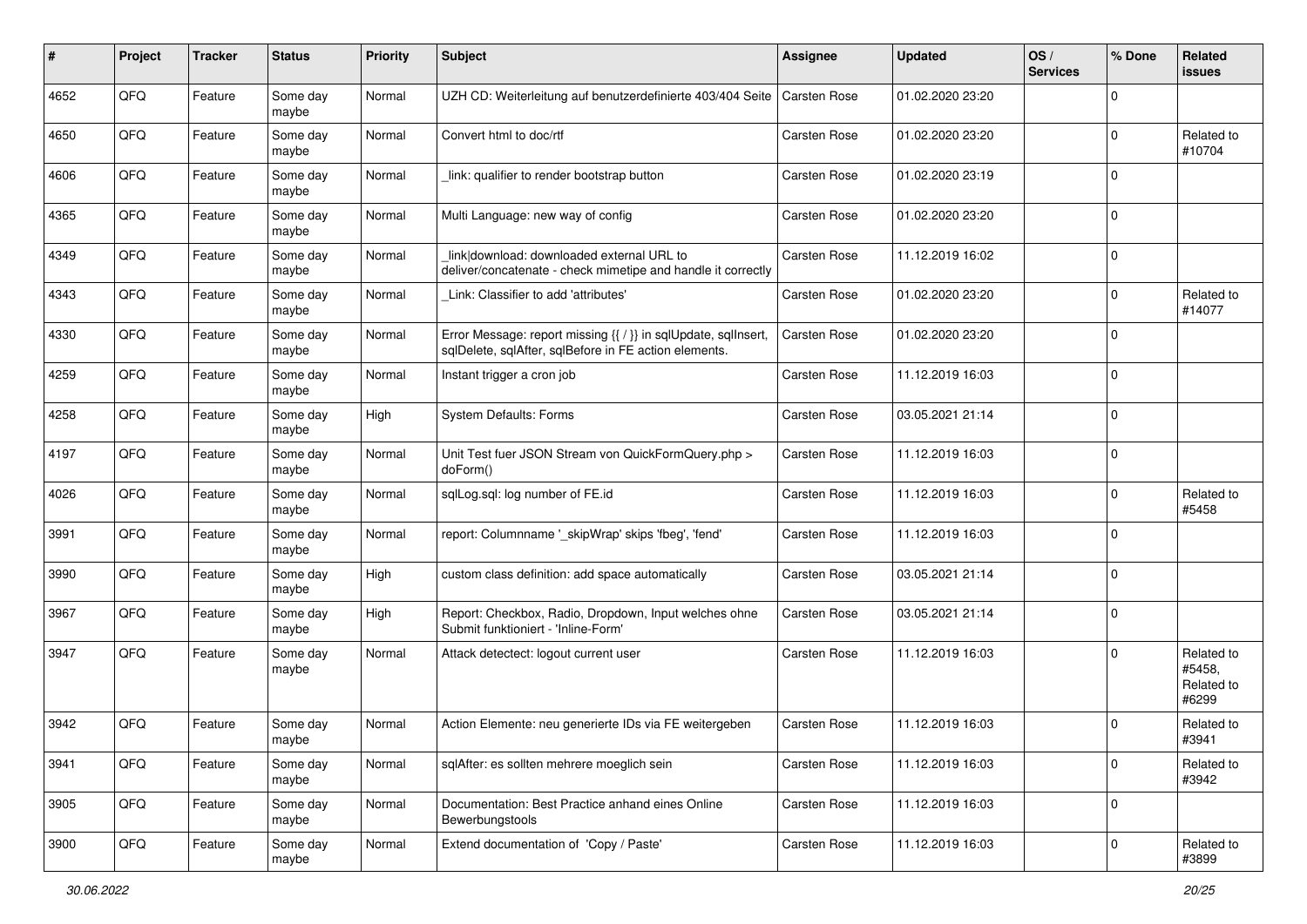| # | Project | Tracker | Status | Priority | Subject | Assignee | Updated | OS / Services | % Done | Related issues |
|---|---|---|---|---|---|---|---|---|---|---|
| 4652 | QFQ | Feature | Some day maybe | Normal | UZH CD: Weiterleitung auf benutzerdefinierte 403/404 Seite | Carsten Rose | 01.02.2020 23:20 | | 0 | |
| 4650 | QFQ | Feature | Some day maybe | Normal | Convert html to doc/rtf | Carsten Rose | 01.02.2020 23:20 | | 0 | Related to #10704 |
| 4606 | QFQ | Feature | Some day maybe | Normal | _link: qualifier to render bootstrap button | Carsten Rose | 01.02.2020 23:19 | | 0 | |
| 4365 | QFQ | Feature | Some day maybe | Normal | Multi Language: new way of config | Carsten Rose | 01.02.2020 23:20 | | 0 | |
| 4349 | QFQ | Feature | Some day maybe | Normal | _link\|download: downloaded external URL to deliver/concatenate - check mimetipe and handle it correctly | Carsten Rose | 11.12.2019 16:02 | | 0 | |
| 4343 | QFQ | Feature | Some day maybe | Normal | _Link: Classifier to add 'attributes' | Carsten Rose | 01.02.2020 23:20 | | 0 | Related to #14077 |
| 4330 | QFQ | Feature | Some day maybe | Normal | Error Message: report missing {{ / }} in sqlUpdate, sqlInsert, sqlDelete, sqlAfter, sqlBefore in FE action elements. | Carsten Rose | 01.02.2020 23:20 | | 0 | |
| 4259 | QFQ | Feature | Some day maybe | Normal | Instant trigger a cron job | Carsten Rose | 11.12.2019 16:03 | | 0 | |
| 4258 | QFQ | Feature | Some day maybe | High | System Defaults: Forms | Carsten Rose | 03.05.2021 21:14 | | 0 | |
| 4197 | QFQ | Feature | Some day maybe | Normal | Unit Test fuer JSON Stream von QuickFormQuery.php > doForm() | Carsten Rose | 11.12.2019 16:03 | | 0 | |
| 4026 | QFQ | Feature | Some day maybe | Normal | sqlLog.sql: log number of FE.id | Carsten Rose | 11.12.2019 16:03 | | 0 | Related to #5458 |
| 3991 | QFQ | Feature | Some day maybe | Normal | report: Columnname '_skipWrap' skips 'fbeg', 'fend' | Carsten Rose | 11.12.2019 16:03 | | 0 | |
| 3990 | QFQ | Feature | Some day maybe | High | custom class definition: add space automatically | Carsten Rose | 03.05.2021 21:14 | | 0 | |
| 3967 | QFQ | Feature | Some day maybe | High | Report: Checkbox, Radio, Dropdown, Input welches ohne Submit funktioniert - 'Inline-Form' | Carsten Rose | 03.05.2021 21:14 | | 0 | |
| 3947 | QFQ | Feature | Some day maybe | Normal | Attack detectect: logout current user | Carsten Rose | 11.12.2019 16:03 | | 0 | Related to #5458, Related to #6299 |
| 3942 | QFQ | Feature | Some day maybe | Normal | Action Elemente: neu generierte IDs via FE weitergeben | Carsten Rose | 11.12.2019 16:03 | | 0 | Related to #3941 |
| 3941 | QFQ | Feature | Some day maybe | Normal | sqlAfter: es sollten mehrere moeglich sein | Carsten Rose | 11.12.2019 16:03 | | 0 | Related to #3942 |
| 3905 | QFQ | Feature | Some day maybe | Normal | Documentation: Best Practice anhand eines Online Bewerbungstools | Carsten Rose | 11.12.2019 16:03 | | 0 | |
| 3900 | QFQ | Feature | Some day maybe | Normal | Extend documentation of 'Copy / Paste' | Carsten Rose | 11.12.2019 16:03 | | 0 | Related to #3899 |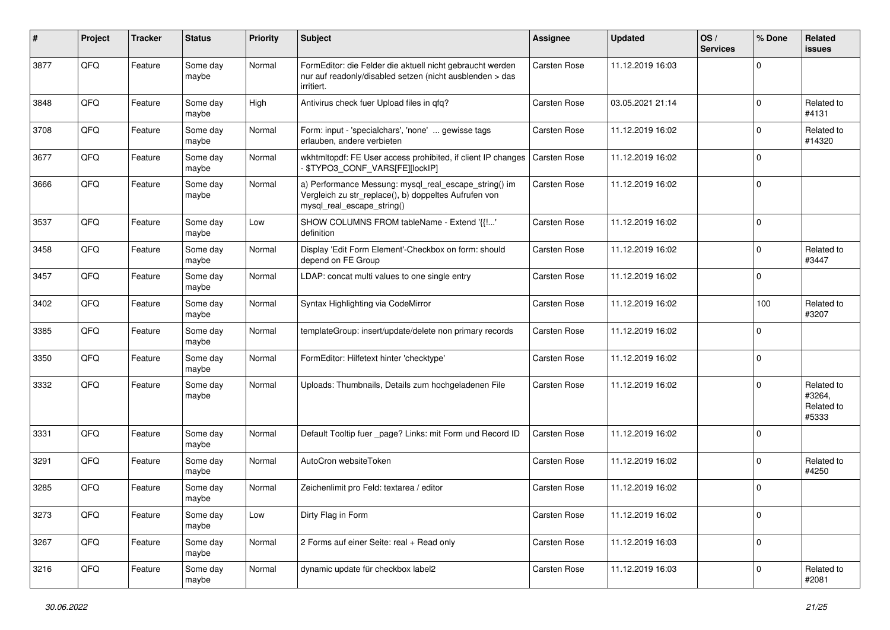| # | Project | Tracker | Status | Priority | Subject | Assignee | Updated | OS / Services | % Done | Related issues |
|---|---|---|---|---|---|---|---|---|---|---|
| 3877 | QFQ | Feature | Some day maybe | Normal | FormEditor: die Felder die aktuell nicht gebraucht werden nur auf readonly/disabled setzen (nicht ausblenden > das irritiert. | Carsten Rose | 11.12.2019 16:03 | | 0 | |
| 3848 | QFQ | Feature | Some day maybe | High | Antivirus check fuer Upload files in qfq? | Carsten Rose | 03.05.2021 21:14 | | 0 | Related to #4131 |
| 3708 | QFQ | Feature | Some day maybe | Normal | Form: input - 'specialchars', 'none' ... gewisse tags erlauben, andere verbieten | Carsten Rose | 11.12.2019 16:02 | | 0 | Related to #14320 |
| 3677 | QFQ | Feature | Some day maybe | Normal | wkhtmltopdf: FE User access prohibited, if client IP changes - $TYPO3_CONF_VARS[FE][lockIP] | Carsten Rose | 11.12.2019 16:02 | | 0 | |
| 3666 | QFQ | Feature | Some day maybe | Normal | a) Performance Messung: mysql_real_escape_string() im Vergleich zu str_replace(), b) doppeltes Aufrufen von mysql_real_escape_string() | Carsten Rose | 11.12.2019 16:02 | | 0 | |
| 3537 | QFQ | Feature | Some day maybe | Low | SHOW COLUMNS FROM tableName - Extend '{{!...' definition | Carsten Rose | 11.12.2019 16:02 | | 0 | |
| 3458 | QFQ | Feature | Some day maybe | Normal | Display 'Edit Form Element'-Checkbox on form: should depend on FE Group | Carsten Rose | 11.12.2019 16:02 | | 0 | Related to #3447 |
| 3457 | QFQ | Feature | Some day maybe | Normal | LDAP: concat multi values to one single entry | Carsten Rose | 11.12.2019 16:02 | | 0 | |
| 3402 | QFQ | Feature | Some day maybe | Normal | Syntax Highlighting via CodeMirror | Carsten Rose | 11.12.2019 16:02 | | 100 | Related to #3207 |
| 3385 | QFQ | Feature | Some day maybe | Normal | templateGroup: insert/update/delete non primary records | Carsten Rose | 11.12.2019 16:02 | | 0 | |
| 3350 | QFQ | Feature | Some day maybe | Normal | FormEditor: Hilfetext hinter 'checktype' | Carsten Rose | 11.12.2019 16:02 | | 0 | |
| 3332 | QFQ | Feature | Some day maybe | Normal | Uploads: Thumbnails, Details zum hochgeladenen File | Carsten Rose | 11.12.2019 16:02 | | 0 | Related to #3264, Related to #5333 |
| 3331 | QFQ | Feature | Some day maybe | Normal | Default Tooltip fuer _page? Links: mit Form und Record ID | Carsten Rose | 11.12.2019 16:02 | | 0 | |
| 3291 | QFQ | Feature | Some day maybe | Normal | AutoCron websiteToken | Carsten Rose | 11.12.2019 16:02 | | 0 | Related to #4250 |
| 3285 | QFQ | Feature | Some day maybe | Normal | Zeichenlimit pro Feld: textarea / editor | Carsten Rose | 11.12.2019 16:02 | | 0 | |
| 3273 | QFQ | Feature | Some day maybe | Low | Dirty Flag in Form | Carsten Rose | 11.12.2019 16:02 | | 0 | |
| 3267 | QFQ | Feature | Some day maybe | Normal | 2 Forms auf einer Seite: real + Read only | Carsten Rose | 11.12.2019 16:03 | | 0 | |
| 3216 | QFQ | Feature | Some day maybe | Normal | dynamic update für checkbox label2 | Carsten Rose | 11.12.2019 16:03 | | 0 | Related to #2081 |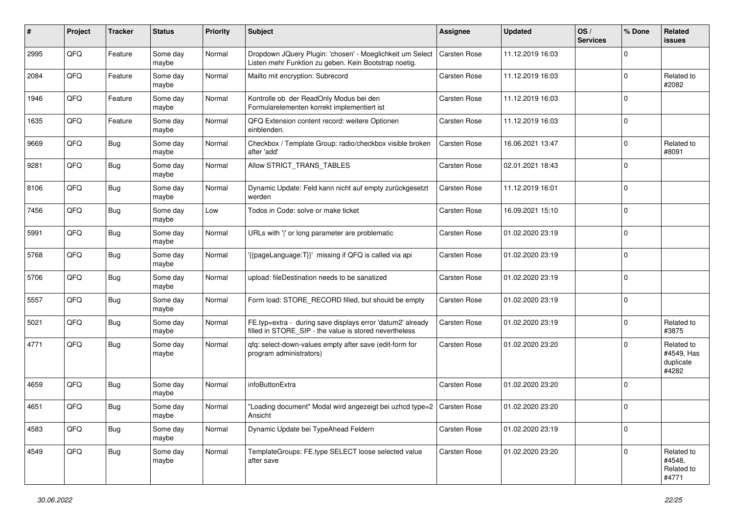| # | Project | Tracker | Status | Priority | Subject | Assignee | Updated | OS / Services | % Done | Related issues |
|---|---|---|---|---|---|---|---|---|---|---|
| 2995 | QFQ | Feature | Some day maybe | Normal | Dropdown JQuery Plugin: 'chosen' - Moeglichkeit um Select Listen mehr Funktion zu geben. Kein Bootstrap noetig. | Carsten Rose | 11.12.2019 16:03 | | 0 | |
| 2084 | QFQ | Feature | Some day maybe | Normal | Mailto mit encryption: Subrecord | Carsten Rose | 11.12.2019 16:03 | | 0 | Related to #2082 |
| 1946 | QFQ | Feature | Some day maybe | Normal | Kontrolle ob der ReadOnly Modus bei den Formularelementen korrekt implementiert ist | Carsten Rose | 11.12.2019 16:03 | | 0 | |
| 1635 | QFQ | Feature | Some day maybe | Normal | QFQ Extension content record: weitere Optionen einblenden. | Carsten Rose | 11.12.2019 16:03 | | 0 | |
| 9669 | QFQ | Bug | Some day maybe | Normal | Checkbox / Template Group: radio/checkbox visible broken after 'add' | Carsten Rose | 16.06.2021 13:47 | | 0 | Related to #8091 |
| 9281 | QFQ | Bug | Some day maybe | Normal | Allow STRICT_TRANS_TABLES | Carsten Rose | 02.01.2021 18:43 | | 0 | |
| 8106 | QFQ | Bug | Some day maybe | Normal | Dynamic Update: Feld kann nicht auf empty zurückgesetzt werden | Carsten Rose | 11.12.2019 16:01 | | 0 | |
| 7456 | QFQ | Bug | Some day maybe | Low | Todos in Code: solve or make ticket | Carsten Rose | 16.09.2021 15:10 | | 0 | |
| 5991 | QFQ | Bug | Some day maybe | Normal | URLs with '\|' or long parameter are problematic | Carsten Rose | 01.02.2020 23:19 | | 0 | |
| 5768 | QFQ | Bug | Some day maybe | Normal | '{{pageLanguage:T}}' missing if QFQ is called via api | Carsten Rose | 01.02.2020 23:19 | | 0 | |
| 5706 | QFQ | Bug | Some day maybe | Normal | upload: fileDestination needs to be sanatized | Carsten Rose | 01.02.2020 23:19 | | 0 | |
| 5557 | QFQ | Bug | Some day maybe | Normal | Form load: STORE_RECORD filled, but should be empty | Carsten Rose | 01.02.2020 23:19 | | 0 | |
| 5021 | QFQ | Bug | Some day maybe | Normal | FE.typ=extra - during save displays error 'datum2' already filled in STORE_SIP - the value is stored nevertheless | Carsten Rose | 01.02.2020 23:19 | | 0 | Related to #3875 |
| 4771 | QFQ | Bug | Some day maybe | Normal | qfq: select-down-values empty after save (edit-form for program administrators) | Carsten Rose | 01.02.2020 23:20 | | 0 | Related to #4549, Has duplicate #4282 |
| 4659 | QFQ | Bug | Some day maybe | Normal | infoButtonExtra | Carsten Rose | 01.02.2020 23:20 | | 0 | |
| 4651 | QFQ | Bug | Some day maybe | Normal | "Loading document" Modal wird angezeigt bei uzhcd type=2 Ansicht | Carsten Rose | 01.02.2020 23:20 | | 0 | |
| 4583 | QFQ | Bug | Some day maybe | Normal | Dynamic Update bei TypeAhead Feldern | Carsten Rose | 01.02.2020 23:19 | | 0 | |
| 4549 | QFQ | Bug | Some day maybe | Normal | TemplateGroups: FE.type SELECT loose selected value after save | Carsten Rose | 01.02.2020 23:20 | | 0 | Related to #4548, Related to #4771 |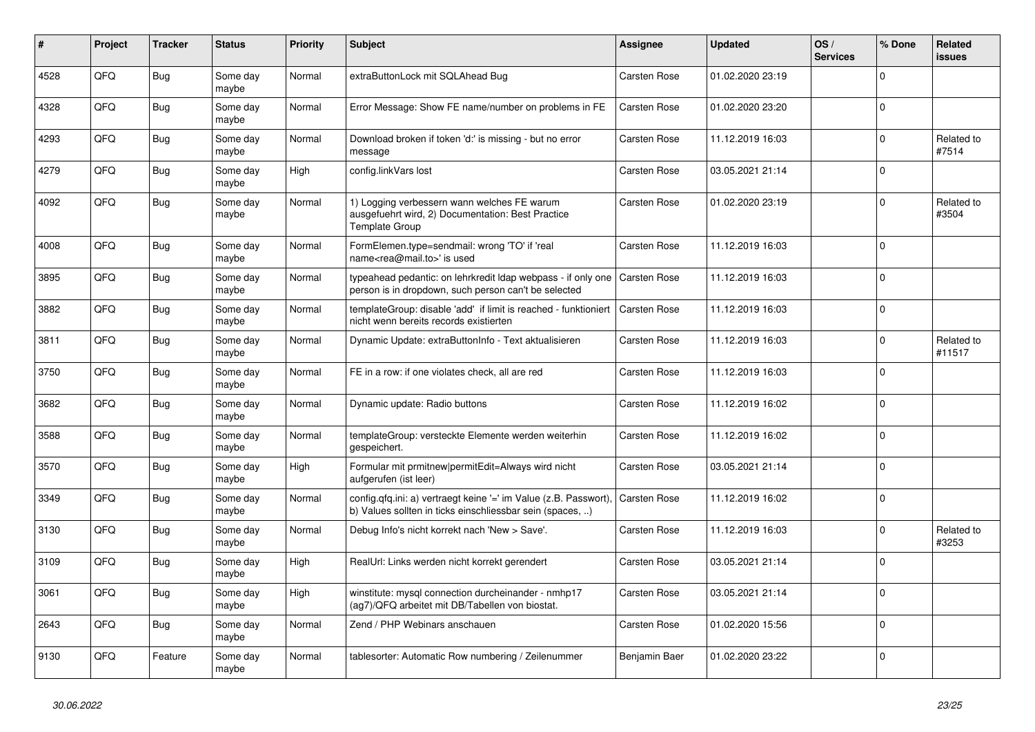| # | Project | Tracker | Status | Priority | Subject | Assignee | Updated | OS / Services | % Done | Related issues |
|---|---|---|---|---|---|---|---|---|---|---|
| 4528 | QFQ | Bug | Some day maybe | Normal | extraButtonLock mit SQLAhead Bug | Carsten Rose | 01.02.2020 23:19 | | 0 | |
| 4328 | QFQ | Bug | Some day maybe | Normal | Error Message: Show FE name/number on problems in FE | Carsten Rose | 01.02.2020 23:20 | | 0 | |
| 4293 | QFQ | Bug | Some day maybe | Normal | Download broken if token 'd:' is missing - but no error message | Carsten Rose | 11.12.2019 16:03 | | 0 | Related to #7514 |
| 4279 | QFQ | Bug | Some day maybe | High | config.linkVars lost | Carsten Rose | 03.05.2021 21:14 | | 0 | |
| 4092 | QFQ | Bug | Some day maybe | Normal | 1) Logging verbessern wann welches FE warum ausgefuehrt wird, 2) Documentation: Best Practice Template Group | Carsten Rose | 01.02.2020 23:19 | | 0 | Related to #3504 |
| 4008 | QFQ | Bug | Some day maybe | Normal | FormElemen.type=sendmail: wrong 'TO' if 'real name<rea@mail.to>' is used | Carsten Rose | 11.12.2019 16:03 | | 0 | |
| 3895 | QFQ | Bug | Some day maybe | Normal | typeahead pedantic: on lehrkredit ldap webpass - if only one person is in dropdown, such person can't be selected | Carsten Rose | 11.12.2019 16:03 | | 0 | |
| 3882 | QFQ | Bug | Some day maybe | Normal | templateGroup: disable 'add' if limit is reached - funktioniert nicht wenn bereits records existierten | Carsten Rose | 11.12.2019 16:03 | | 0 | |
| 3811 | QFQ | Bug | Some day maybe | Normal | Dynamic Update: extraButtonInfo - Text aktualisieren | Carsten Rose | 11.12.2019 16:03 | | 0 | Related to #11517 |
| 3750 | QFQ | Bug | Some day maybe | Normal | FE in a row: if one violates check, all are red | Carsten Rose | 11.12.2019 16:03 | | 0 | |
| 3682 | QFQ | Bug | Some day maybe | Normal | Dynamic update: Radio buttons | Carsten Rose | 11.12.2019 16:02 | | 0 | |
| 3588 | QFQ | Bug | Some day maybe | Normal | templateGroup: versteckte Elemente werden weiterhin gespeichert. | Carsten Rose | 11.12.2019 16:02 | | 0 | |
| 3570 | QFQ | Bug | Some day maybe | High | Formular mit prmitnew\|permitEdit=Always wird nicht aufgerufen (ist leer) | Carsten Rose | 03.05.2021 21:14 | | 0 | |
| 3349 | QFQ | Bug | Some day maybe | Normal | config.qfq.ini: a) vertraegt keine '=' im Value (z.B. Passwort), b) Values sollten in ticks einschliessbar sein (spaces, ..) | Carsten Rose | 11.12.2019 16:02 | | 0 | |
| 3130 | QFQ | Bug | Some day maybe | Normal | Debug Info's nicht korrekt nach 'New > Save'. | Carsten Rose | 11.12.2019 16:03 | | 0 | Related to #3253 |
| 3109 | QFQ | Bug | Some day maybe | High | RealUrl: Links werden nicht korrekt gerendert | Carsten Rose | 03.05.2021 21:14 | | 0 | |
| 3061 | QFQ | Bug | Some day maybe | High | winstitute: mysql connection durcheinander - nmhp17 (ag7)/QFQ arbeitet mit DB/Tabellen von biostat. | Carsten Rose | 03.05.2021 21:14 | | 0 | |
| 2643 | QFQ | Bug | Some day maybe | Normal | Zend / PHP Webinars anschauen | Carsten Rose | 01.02.2020 15:56 | | 0 | |
| 9130 | QFQ | Feature | Some day maybe | Normal | tablesorter: Automatic Row numbering / Zeilenummer | Benjamin Baer | 01.02.2020 23:22 | | 0 | |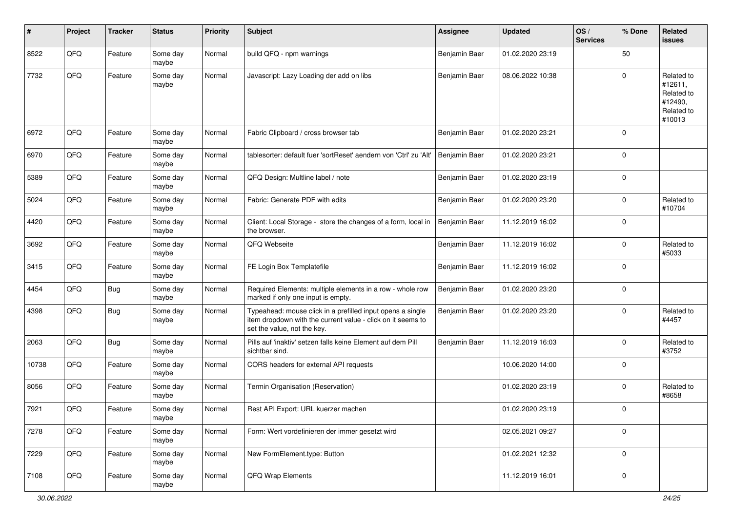| # | Project | Tracker | Status | Priority | Subject | Assignee | Updated | OS / Services | % Done | Related issues |
|---|---|---|---|---|---|---|---|---|---|---|
| 8522 | QFQ | Feature | Some day maybe | Normal | build QFQ - npm warnings | Benjamin Baer | 01.02.2020 23:19 | | 50 | |
| 7732 | QFQ | Feature | Some day maybe | Normal | Javascript: Lazy Loading der add on libs | Benjamin Baer | 08.06.2022 10:38 | | 0 | Related to #12611, Related to #12490, Related to #10013 |
| 6972 | QFQ | Feature | Some day maybe | Normal | Fabric Clipboard / cross browser tab | Benjamin Baer | 01.02.2020 23:21 | | 0 | |
| 6970 | QFQ | Feature | Some day maybe | Normal | tablesorter: default fuer 'sortReset' aendern von 'Ctrl' zu 'Alt' | Benjamin Baer | 01.02.2020 23:21 | | 0 | |
| 5389 | QFQ | Feature | Some day maybe | Normal | QFQ Design: Multline label / note | Benjamin Baer | 01.02.2020 23:19 | | 0 | |
| 5024 | QFQ | Feature | Some day maybe | Normal | Fabric: Generate PDF with edits | Benjamin Baer | 01.02.2020 23:20 | | 0 | Related to #10704 |
| 4420 | QFQ | Feature | Some day maybe | Normal | Client: Local Storage - store the changes of a form, local in the browser. | Benjamin Baer | 11.12.2019 16:02 | | 0 | |
| 3692 | QFQ | Feature | Some day maybe | Normal | QFQ Webseite | Benjamin Baer | 11.12.2019 16:02 | | 0 | Related to #5033 |
| 3415 | QFQ | Feature | Some day maybe | Normal | FE Login Box Templatefile | Benjamin Baer | 11.12.2019 16:02 | | 0 | |
| 4454 | QFQ | Bug | Some day maybe | Normal | Required Elements: multiple elements in a row - whole row marked if only one input is empty. | Benjamin Baer | 01.02.2020 23:20 | | 0 | |
| 4398 | QFQ | Bug | Some day maybe | Normal | Typeahead: mouse click in a prefilled input opens a single item dropdown with the current value - click on it seems to set the value, not the key. | Benjamin Baer | 01.02.2020 23:20 | | 0 | Related to #4457 |
| 2063 | QFQ | Bug | Some day maybe | Normal | Pills auf 'inaktiv' setzen falls keine Element auf dem Pill sichtbar sind. | Benjamin Baer | 11.12.2019 16:03 | | 0 | Related to #3752 |
| 10738 | QFQ | Feature | Some day maybe | Normal | CORS headers for external API requests | | 10.06.2020 14:00 | | 0 | |
| 8056 | QFQ | Feature | Some day maybe | Normal | Termin Organisation (Reservation) | | 01.02.2020 23:19 | | 0 | Related to #8658 |
| 7921 | QFQ | Feature | Some day maybe | Normal | Rest API Export: URL kuerzer machen | | 01.02.2020 23:19 | | 0 | |
| 7278 | QFQ | Feature | Some day maybe | Normal | Form: Wert vordefinieren der immer gesetzt wird | | 02.05.2021 09:27 | | 0 | |
| 7229 | QFQ | Feature | Some day maybe | Normal | New FormElement.type: Button | | 01.02.2021 12:32 | | 0 | |
| 7108 | QFQ | Feature | Some day maybe | Normal | QFQ Wrap Elements | | 11.12.2019 16:01 | | 0 | |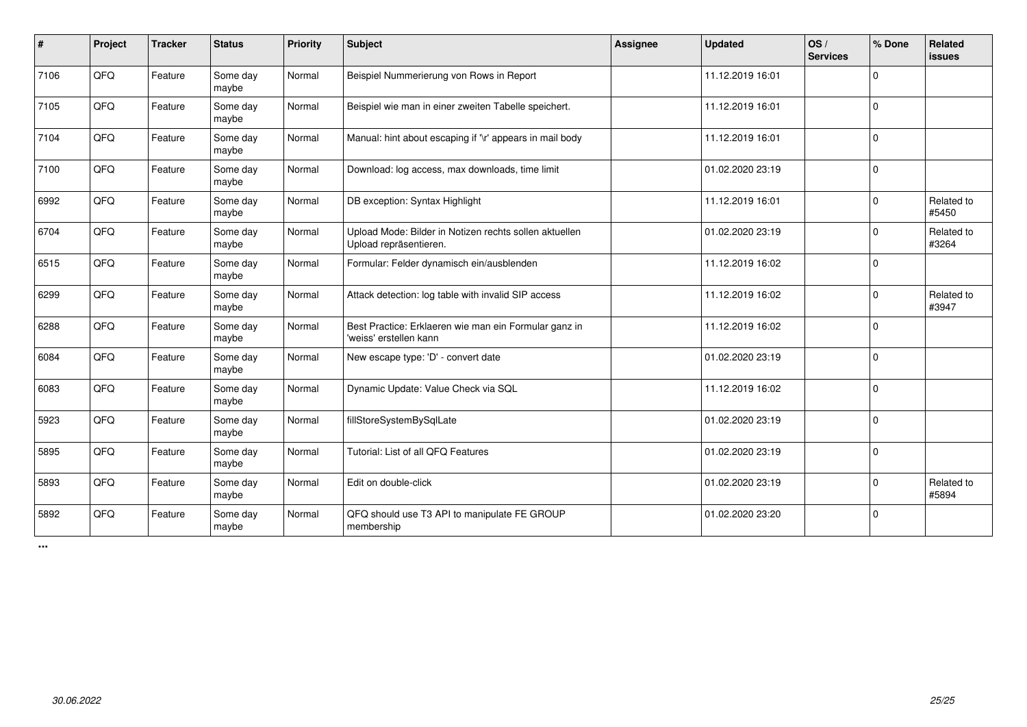| # | Project | Tracker | Status | Priority | Subject | Assignee | Updated | OS / Services | % Done | Related issues |
|---|---|---|---|---|---|---|---|---|---|---|
| 7106 | QFQ | Feature | Some day maybe | Normal | Beispiel Nummerierung von Rows in Report | | 11.12.2019 16:01 | | 0 | |
| 7105 | QFQ | Feature | Some day maybe | Normal | Beispiel wie man in einer zweiten Tabelle speichert. | | 11.12.2019 16:01 | | 0 | |
| 7104 | QFQ | Feature | Some day maybe | Normal | Manual: hint about escaping if '\r' appears in mail body | | 11.12.2019 16:01 | | 0 | |
| 7100 | QFQ | Feature | Some day maybe | Normal | Download: log access, max downloads, time limit | | 01.02.2020 23:19 | | 0 | |
| 6992 | QFQ | Feature | Some day maybe | Normal | DB exception: Syntax Highlight | | 11.12.2019 16:01 | | 0 | Related to #5450 |
| 6704 | QFQ | Feature | Some day maybe | Normal | Upload Mode: Bilder in Notizen rechts sollen aktuellen Upload repräsentieren. | | 01.02.2020 23:19 | | 0 | Related to #3264 |
| 6515 | QFQ | Feature | Some day maybe | Normal | Formular: Felder dynamisch ein/ausblenden | | 11.12.2019 16:02 | | 0 | |
| 6299 | QFQ | Feature | Some day maybe | Normal | Attack detection: log table with invalid SIP access | | 11.12.2019 16:02 | | 0 | Related to #3947 |
| 6288 | QFQ | Feature | Some day maybe | Normal | Best Practice: Erklaeren wie man ein Formular ganz in 'weiss' erstellen kann | | 11.12.2019 16:02 | | 0 | |
| 6084 | QFQ | Feature | Some day maybe | Normal | New escape type: 'D' - convert date | | 01.02.2020 23:19 | | 0 | |
| 6083 | QFQ | Feature | Some day maybe | Normal | Dynamic Update: Value Check via SQL | | 11.12.2019 16:02 | | 0 | |
| 5923 | QFQ | Feature | Some day maybe | Normal | fillStoreSystemBySqlLate | | 01.02.2020 23:19 | | 0 | |
| 5895 | QFQ | Feature | Some day maybe | Normal | Tutorial: List of all QFQ Features | | 01.02.2020 23:19 | | 0 | |
| 5893 | QFQ | Feature | Some day maybe | Normal | Edit on double-click | | 01.02.2020 23:19 | | 0 | Related to #5894 |
| 5892 | QFQ | Feature | Some day maybe | Normal | QFQ should use T3 API to manipulate FE GROUP membership | | 01.02.2020 23:20 | | 0 | |

...